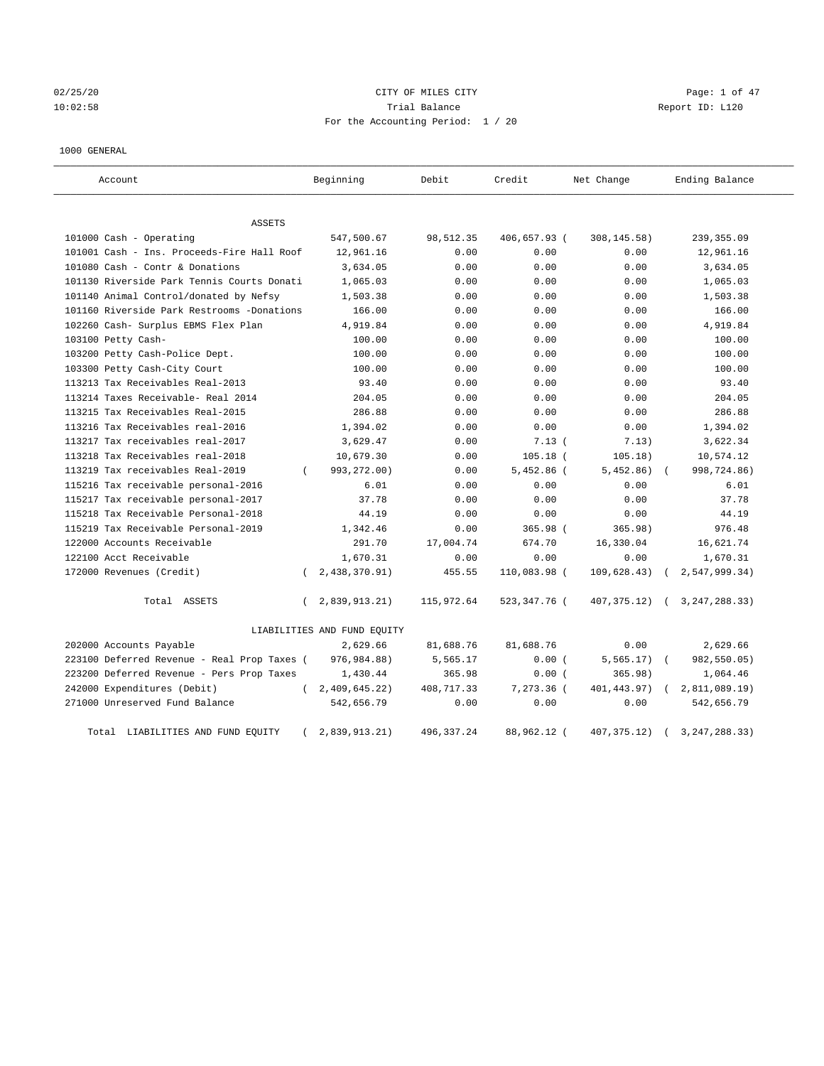CITY OF MILES CITY

Trial Balance

Report ID: L120

02/25/20
10:02:58

For the Accounting Period: 1 / 20

1000 GENERAL

| Account | Beginning | Debit | Credit | Net Change | Ending Balance |
|---|---|---|---|---|---|
| **ASSETS** | | | | | |
| 101000 Cash - Operating | 547,500.67 | 98,512.35 | 406,657.93 | ( 308,145.58) | 239,355.09 |
| 101001 Cash - Ins. Proceeds-Fire Hall Roof | 12,961.16 | 0.00 | 0.00 | 0.00 | 12,961.16 |
| 101080 Cash - Contr & Donations | 3,634.05 | 0.00 | 0.00 | 0.00 | 3,634.05 |
| 101130 Riverside Park Tennis Courts Donati | 1,065.03 | 0.00 | 0.00 | 0.00 | 1,065.03 |
| 101140 Animal Control/donated by Nefsy | 1,503.38 | 0.00 | 0.00 | 0.00 | 1,503.38 |
| 101160 Riverside Park Restrooms -Donations | 166.00 | 0.00 | 0.00 | 0.00 | 166.00 |
| 102260 Cash- Surplus EBMS Flex Plan | 4,919.84 | 0.00 | 0.00 | 0.00 | 4,919.84 |
| 103100 Petty Cash- | 100.00 | 0.00 | 0.00 | 0.00 | 100.00 |
| 103200 Petty Cash-Police Dept. | 100.00 | 0.00 | 0.00 | 0.00 | 100.00 |
| 103300 Petty Cash-City Court | 100.00 | 0.00 | 0.00 | 0.00 | 100.00 |
| 113213 Tax Receivables Real-2013 | 93.40 | 0.00 | 0.00 | 0.00 | 93.40 |
| 113214 Taxes Receivable- Real 2014 | 204.05 | 0.00 | 0.00 | 0.00 | 204.05 |
| 113215 Tax Receivables Real-2015 | 286.88 | 0.00 | 0.00 | 0.00 | 286.88 |
| 113216 Tax Receivables real-2016 | 1,394.02 | 0.00 | 0.00 | 0.00 | 1,394.02 |
| 113217 Tax receivables real-2017 | 3,629.47 | 0.00 | 7.13 | ( 7.13) | 3,622.34 |
| 113218 Tax Receivables real-2018 | 10,679.30 | 0.00 | 105.18 | ( 105.18) | 10,574.12 |
| 113219 Tax receivables Real-2019 | ( 993,272.00) | 0.00 | 5,452.86 | ( 5,452.86) | ( 998,724.86) |
| 115216 Tax receivable personal-2016 | 6.01 | 0.00 | 0.00 | 0.00 | 6.01 |
| 115217 Tax receivable personal-2017 | 37.78 | 0.00 | 0.00 | 0.00 | 37.78 |
| 115218 Tax Receivable Personal-2018 | 44.19 | 0.00 | 0.00 | 0.00 | 44.19 |
| 115219 Tax Receivable Personal-2019 | 1,342.46 | 0.00 | 365.98 | ( 365.98) | 976.48 |
| 122000 Accounts Receivable | 291.70 | 17,004.74 | 674.70 | 16,330.04 | 16,621.74 |
| 122100 Acct Receivable | 1,670.31 | 0.00 | 0.00 | 0.00 | 1,670.31 |
| 172000 Revenues (Credit) | ( 2,438,370.91) | 455.55 | 110,083.98 | ( 109,628.43) | ( 2,547,999.34) |
| Total ASSETS | ( 2,839,913.21) | 115,972.64 | 523,347.76 | ( 407,375.12) | ( 3,247,288.33) |
| **LIABILITIES AND FUND EQUITY** | | | | | |
| 202000 Accounts Payable | 2,629.66 | 81,688.76 | 81,688.76 | 0.00 | 2,629.66 |
| 223100 Deferred Revenue - Real Prop Taxes | ( 976,984.88) | 5,565.17 | 0.00 | ( 5,565.17) | ( 982,550.05) |
| 223200 Deferred Revenue - Pers Prop Taxes | 1,430.44 | 365.98 | 0.00 | ( 365.98) | 1,064.46 |
| 242000 Expenditures (Debit) | ( 2,409,645.22) | 408,717.33 | 7,273.36 | ( 401,443.97) | ( 2,811,089.19) |
| 271000 Unreserved Fund Balance | 542,656.79 | 0.00 | 0.00 | 0.00 | 542,656.79 |
| Total LIABILITIES AND FUND EQUITY | ( 2,839,913.21) | 496,337.24 | 88,962.12 | ( 407,375.12) | ( 3,247,288.33) |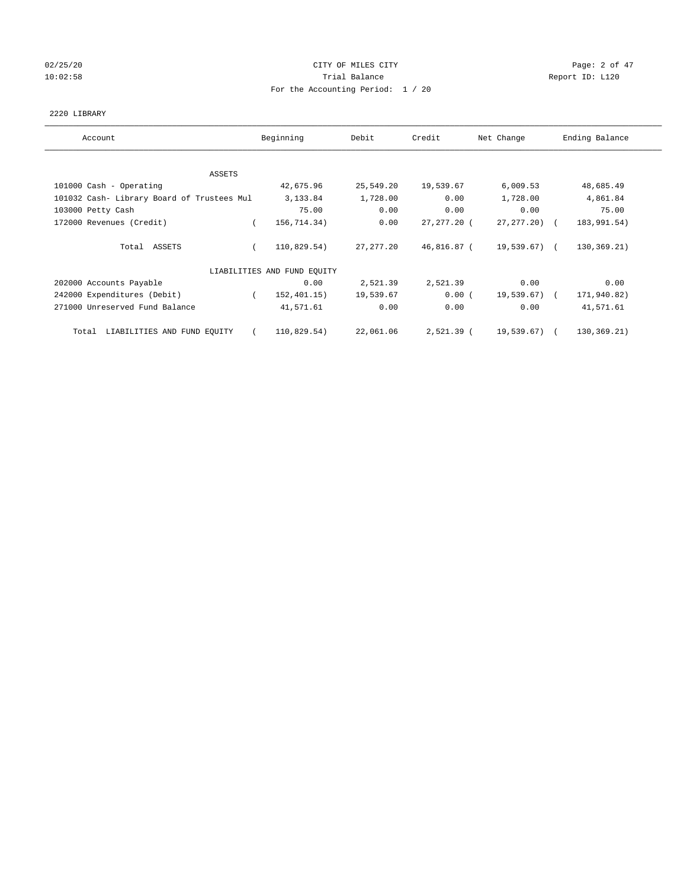CITY OF MILES CITY

Trial Balance

For the Accounting Period: 1 / 20

02/25/20
10:02:58

Report ID: L120

2220 LIBRARY

| Account | Beginning | Debit | Credit | Net Change | Ending Balance |
|---|---|---|---|---|---|
| ASSETS | | | | | |
| 101000 Cash - Operating | 42,675.96 | 25,549.20 | 19,539.67 | 6,009.53 | 48,685.49 |
| 101032 Cash- Library Board of Trustees Mul | 3,133.84 | 1,728.00 | 0.00 | 1,728.00 | 4,861.84 |
| 103000 Petty Cash | 75.00 | 0.00 | 0.00 | 0.00 | 75.00 |
| 172000 Revenues (Credit) | ( 156,714.34) | 0.00 | 27,277.20 | ( 27,277.20) | ( 183,991.54) |
| Total ASSETS | ( 110,829.54) | 27,277.20 | 46,816.87 | ( 19,539.67) | ( 130,369.21) |
| LIABILITIES AND FUND EQUITY | | | | | |
| 202000 Accounts Payable | 0.00 | 2,521.39 | 2,521.39 | 0.00 | 0.00 |
| 242000 Expenditures (Debit) | ( 152,401.15) | 19,539.67 | 0.00 | ( 19,539.67) | ( 171,940.82) |
| 271000 Unreserved Fund Balance | 41,571.61 | 0.00 | 0.00 | 0.00 | 41,571.61 |
| Total LIABILITIES AND FUND EQUITY | ( 110,829.54) | 22,061.06 | 2,521.39 | ( 19,539.67) | ( 130,369.21) |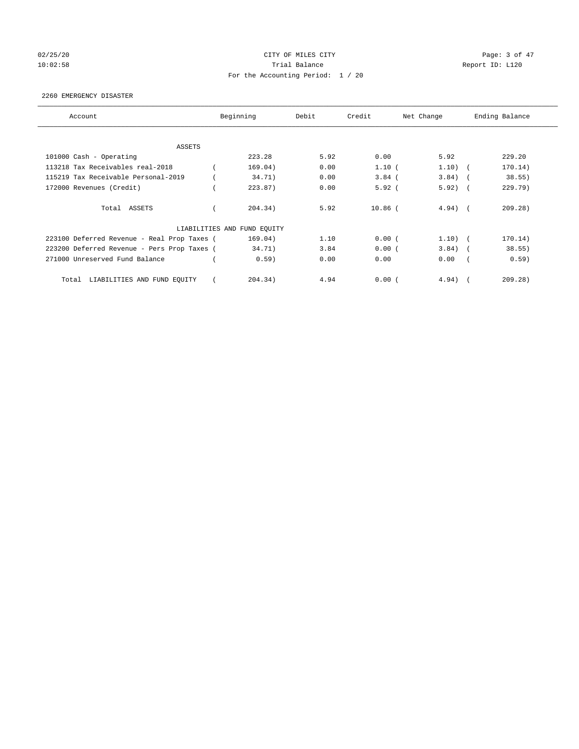CITY OF MILES CITY
Trial Balance
For the Accounting Period: 1 / 20

02/25/20
10:02:58

Report ID: L120

2260 EMERGENCY DISASTER

| Account | Beginning | Debit | Credit | Net Change | Ending Balance |
|---|---|---|---|---|---|
| ASSETS | | | | | |
| 101000 Cash - Operating | 223.28 | 5.92 | 0.00 | 5.92 | 229.20 |
| 113218 Tax Receivables real-2018 | (169.04) | 0.00 | 1.10 | (1.10) | (170.14) |
| 115219 Tax Receivable Personal-2019 | (34.71) | 0.00 | 3.84 | (3.84) | (38.55) |
| 172000 Revenues (Credit) | (223.87) | 0.00 | 5.92 | (5.92) | (229.79) |
| Total ASSETS | (204.34) | 5.92 | 10.86 | (4.94) | (209.28) |
| LIABILITIES AND FUND EQUITY | | | | | |
| 223100 Deferred Revenue - Real Prop Taxes | (169.04) | 1.10 | 0.00 | (1.10) | (170.14) |
| 223200 Deferred Revenue - Pers Prop Taxes | (34.71) | 3.84 | 0.00 | (3.84) | (38.55) |
| 271000 Unreserved Fund Balance | (0.59) | 0.00 | 0.00 | 0.00 | (0.59) |
| Total LIABILITIES AND FUND EQUITY | (204.34) | 4.94 | 0.00 | (4.94) | (209.28) |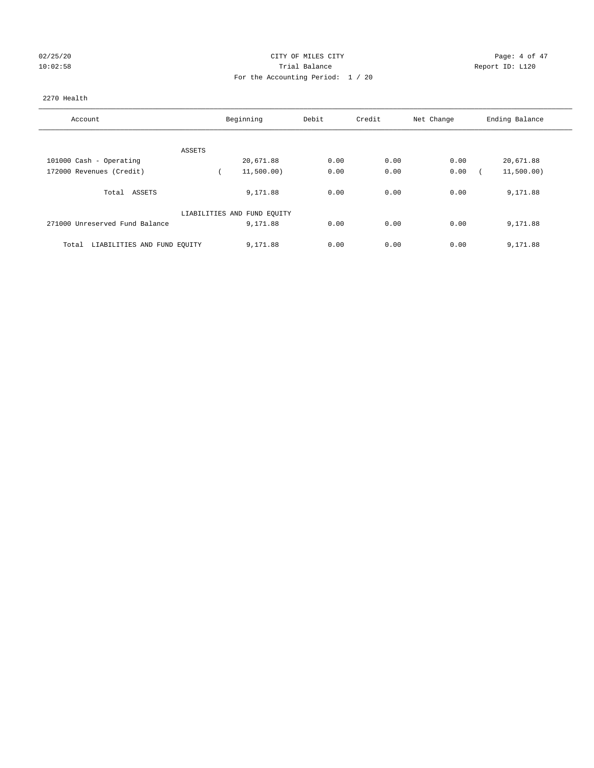CITY OF MILES CITY
Trial Balance
For the Accounting Period: 1 / 20

02/25/20
10:02:58

Report ID: L120

2270 Health

| Account | Beginning | Debit | Credit | Net Change | Ending Balance |
|---|---|---|---|---|---|
| ASSETS | | | | | |
| 101000 Cash - Operating | 20,671.88 | 0.00 | 0.00 | 0.00 | 20,671.88 |
| 172000 Revenues (Credit) | ( 11,500.00) | 0.00 | 0.00 | 0.00 | ( 11,500.00) |
| Total ASSETS | 9,171.88 | 0.00 | 0.00 | 0.00 | 9,171.88 |
| LIABILITIES AND FUND EQUITY | | | | | |
| 271000 Unreserved Fund Balance | 9,171.88 | 0.00 | 0.00 | 0.00 | 9,171.88 |
| Total LIABILITIES AND FUND EQUITY | 9,171.88 | 0.00 | 0.00 | 0.00 | 9,171.88 |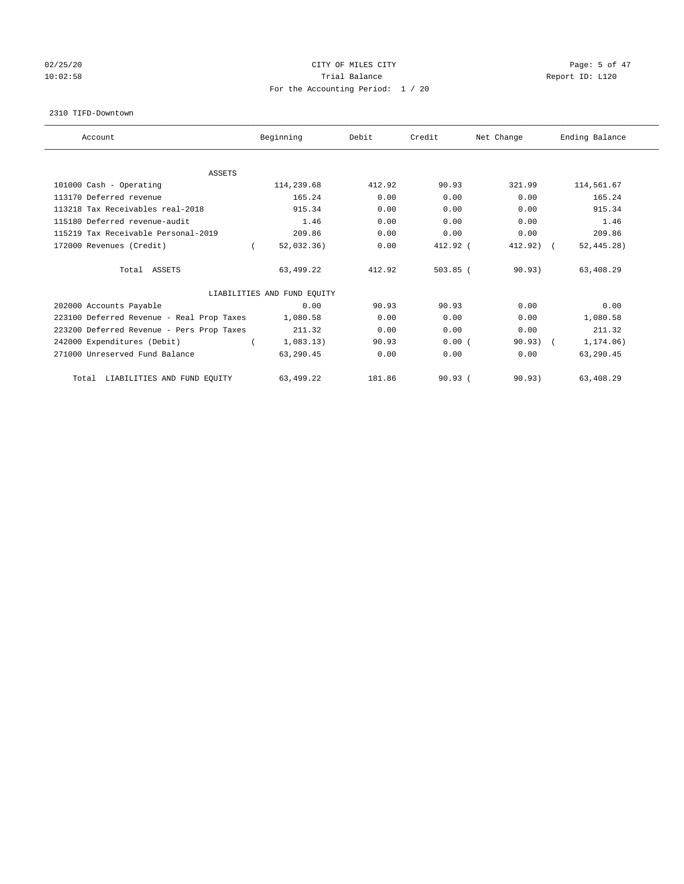CITY OF MILES CITY

Trial Balance

For the Accounting Period: 1 / 20

2310 TIFD-Downtown

| Account | Beginning | Debit | Credit | Net Change | Ending Balance |
|---|---|---|---|---|---|
| ASSETS | | | | | |
| 101000 Cash - Operating | 114,239.68 | 412.92 | 90.93 | 321.99 | 114,561.67 |
| 113170 Deferred revenue | 165.24 | 0.00 | 0.00 | 0.00 | 165.24 |
| 113218 Tax Receivables real-2018 | 915.34 | 0.00 | 0.00 | 0.00 | 915.34 |
| 115180 Deferred revenue-audit | 1.46 | 0.00 | 0.00 | 0.00 | 1.46 |
| 115219 Tax Receivable Personal-2019 | 209.86 | 0.00 | 0.00 | 0.00 | 209.86 |
| 172000 Revenues (Credit) | ( 52,032.36) | 0.00 | 412.92 | ( 412.92) | ( 52,445.28) |
| Total ASSETS | 63,499.22 | 412.92 | 503.85 | ( 90.93) | 63,408.29 |
| LIABILITIES AND FUND EQUITY | | | | | |
| 202000 Accounts Payable | 0.00 | 90.93 | 90.93 | 0.00 | 0.00 |
| 223100 Deferred Revenue - Real Prop Taxes | 1,080.58 | 0.00 | 0.00 | 0.00 | 1,080.58 |
| 223200 Deferred Revenue - Pers Prop Taxes | 211.32 | 0.00 | 0.00 | 0.00 | 211.32 |
| 242000 Expenditures (Debit) | ( 1,083.13) | 90.93 | 0.00 | ( 90.93) | ( 1,174.06) |
| 271000 Unreserved Fund Balance | 63,290.45 | 0.00 | 0.00 | 0.00 | 63,290.45 |
| Total LIABILITIES AND FUND EQUITY | 63,499.22 | 181.86 | 90.93 | ( 90.93) | 63,408.29 |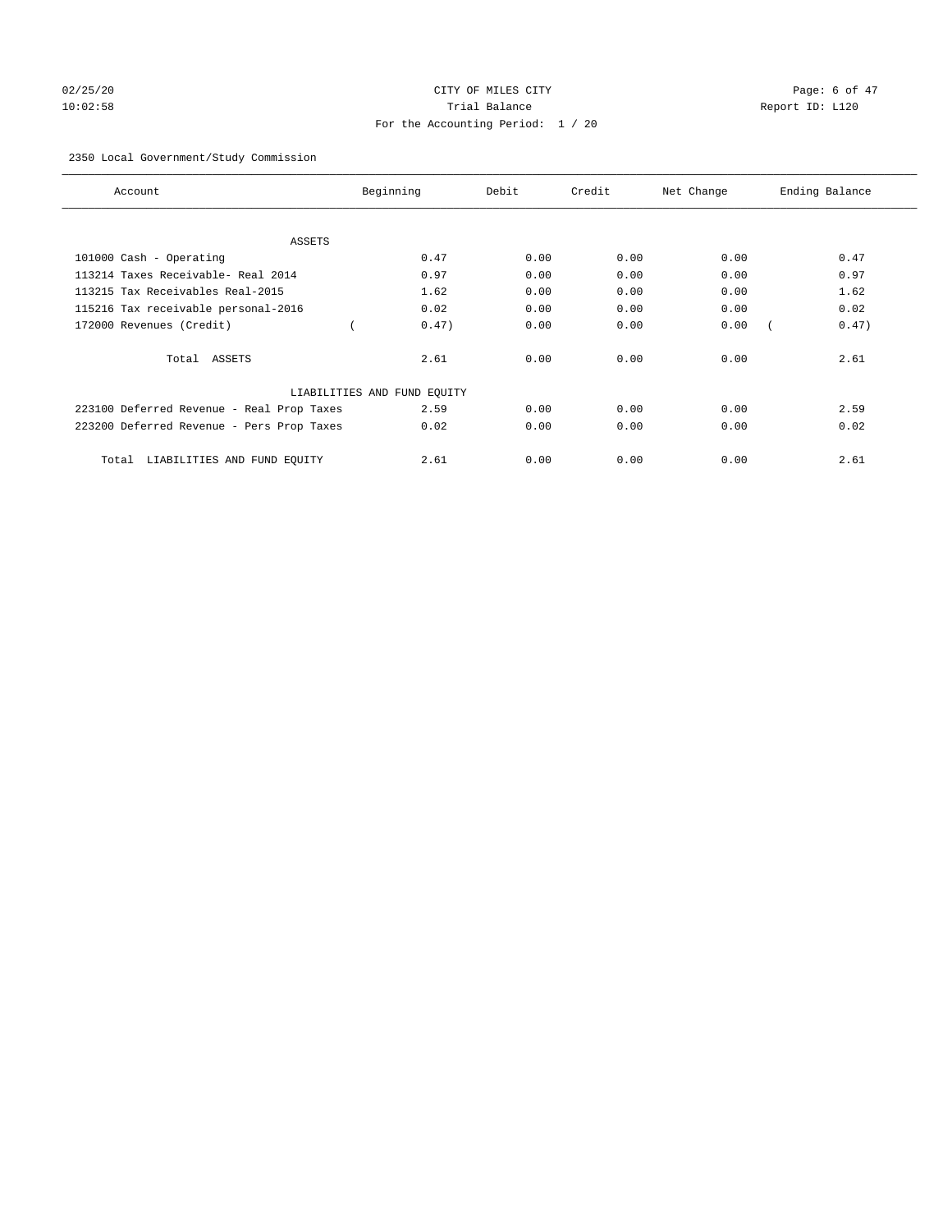CITY OF MILES CITY
Trial Balance
For the Accounting Period: 1 / 20

02/25/20
10:02:58

Report ID: L120

2350 Local Government/Study Commission

| Account | Beginning | Debit | Credit | Net Change | Ending Balance |
|---|---|---|---|---|---|
| ASSETS | | | | | |
| 101000 Cash - Operating | 0.47 | 0.00 | 0.00 | 0.00 | 0.47 |
| 113214 Taxes Receivable- Real 2014 | 0.97 | 0.00 | 0.00 | 0.00 | 0.97 |
| 113215 Tax Receivables Real-2015 | 1.62 | 0.00 | 0.00 | 0.00 | 1.62 |
| 115216 Tax receivable personal-2016 | 0.02 | 0.00 | 0.00 | 0.00 | 0.02 |
| 172000 Revenues (Credit) | ( 0.47) | 0.00 | 0.00 | 0.00 | ( 0.47) |
| Total ASSETS | 2.61 | 0.00 | 0.00 | 0.00 | 2.61 |
| LIABILITIES AND FUND EQUITY | | | | | |
| 223100 Deferred Revenue - Real Prop Taxes | 2.59 | 0.00 | 0.00 | 0.00 | 2.59 |
| 223200 Deferred Revenue - Pers Prop Taxes | 0.02 | 0.00 | 0.00 | 0.00 | 0.02 |
| Total LIABILITIES AND FUND EQUITY | 2.61 | 0.00 | 0.00 | 0.00 | 2.61 |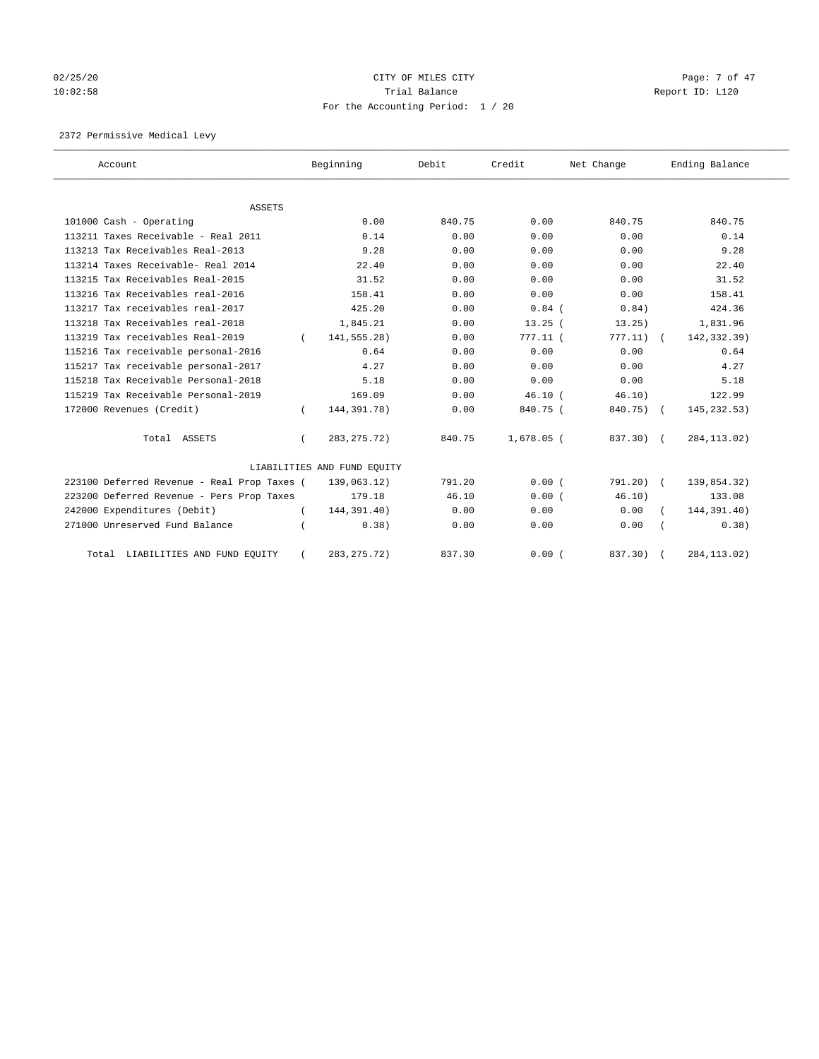CITY OF MILES CITY

Trial Balance

For the Accounting Period: 1 / 20

02/25/20 10:02:58 — Report ID: L120

2372 Permissive Medical Levy

| Account | Beginning | Debit | Credit | Net Change | Ending Balance |
|---|---|---|---|---|---|
| ASSETS | | | | | |
| 101000 Cash - Operating | 0.00 | 840.75 | 0.00 | 840.75 | 840.75 |
| 113211 Taxes Receivable - Real 2011 | 0.14 | 0.00 | 0.00 | 0.00 | 0.14 |
| 113213 Tax Receivables Real-2013 | 9.28 | 0.00 | 0.00 | 0.00 | 9.28 |
| 113214 Taxes Receivable- Real 2014 | 22.40 | 0.00 | 0.00 | 0.00 | 22.40 |
| 113215 Tax Receivables Real-2015 | 31.52 | 0.00 | 0.00 | 0.00 | 31.52 |
| 113216 Tax Receivables real-2016 | 158.41 | 0.00 | 0.00 | 0.00 | 158.41 |
| 113217 Tax receivables real-2017 | 425.20 | 0.00 | 0.84 | (0.84) | 424.36 |
| 113218 Tax Receivables real-2018 | 1,845.21 | 0.00 | 13.25 | (13.25) | 1,831.96 |
| 113219 Tax receivables Real-2019 | (141,555.28) | 0.00 | 777.11 | (777.11) | (142,332.39) |
| 115216 Tax receivable personal-2016 | 0.64 | 0.00 | 0.00 | 0.00 | 0.64 |
| 115217 Tax receivable personal-2017 | 4.27 | 0.00 | 0.00 | 0.00 | 4.27 |
| 115218 Tax Receivable Personal-2018 | 5.18 | 0.00 | 0.00 | 0.00 | 5.18 |
| 115219 Tax Receivable Personal-2019 | 169.09 | 0.00 | 46.10 | (46.10) | 122.99 |
| 172000 Revenues (Credit) | (144,391.78) | 0.00 | 840.75 | (840.75) | (145,232.53) |
| Total ASSETS | (283,275.72) | 840.75 | 1,678.05 | (837.30) | (284,113.02) |
| LIABILITIES AND FUND EQUITY | | | | | |
| 223100 Deferred Revenue - Real Prop Taxes | (139,063.12) | 791.20 | 0.00 | (791.20) | (139,854.32) |
| 223200 Deferred Revenue - Pers Prop Taxes | 179.18 | 46.10 | 0.00 | (46.10) | 133.08 |
| 242000 Expenditures (Debit) | (144,391.40) | 0.00 | 0.00 | 0.00 | (144,391.40) |
| 271000 Unreserved Fund Balance | (0.38) | 0.00 | 0.00 | 0.00 | (0.38) |
| Total LIABILITIES AND FUND EQUITY | (283,275.72) | 837.30 | 0.00 | (837.30) | (284,113.02) |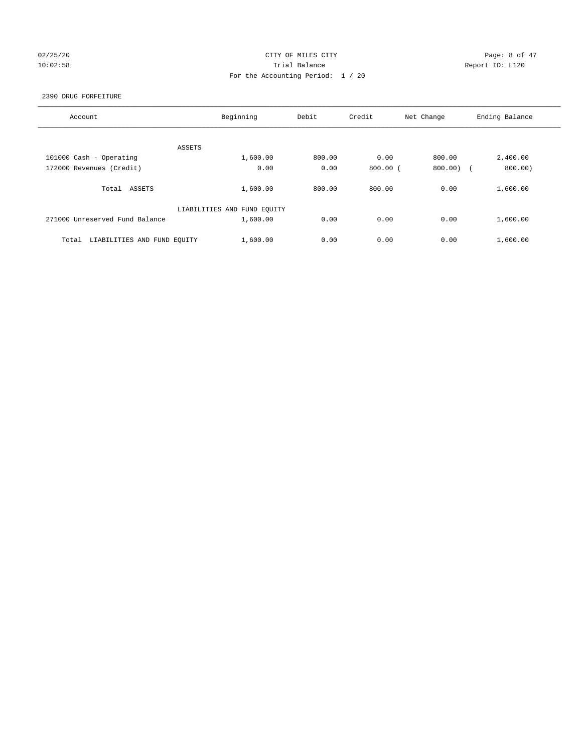CITY OF MILES CITY

Trial Balance

For the Accounting Period: 1 / 20

02/25/20
10:02:58

Report ID: L120

2390 DRUG FORFEITURE

| Account | Beginning | Debit | Credit | Net Change | Ending Balance |
|---|---|---|---|---|---|
| ASSETS | | | | | |
| 101000 Cash - Operating | 1,600.00 | 800.00 | 0.00 | 800.00 | 2,400.00 |
| 172000 Revenues (Credit) | 0.00 | 0.00 | 800.00 | ( 800.00) | ( 800.00) |
| Total ASSETS | 1,600.00 | 800.00 | 800.00 | 0.00 | 1,600.00 |
| LIABILITIES AND FUND EQUITY | | | | | |
| 271000 Unreserved Fund Balance | 1,600.00 | 0.00 | 0.00 | 0.00 | 1,600.00 |
| Total LIABILITIES AND FUND EQUITY | 1,600.00 | 0.00 | 0.00 | 0.00 | 1,600.00 |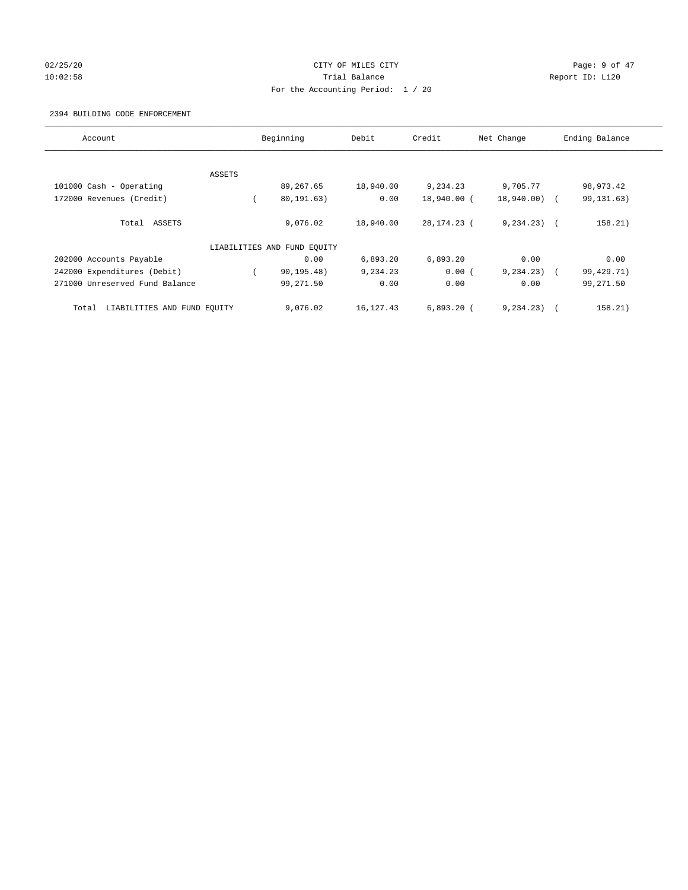CITY OF MILES CITY

Trial Balance

For the Accounting Period: 1 / 20

02/25/20 10:02:58 Report ID: L120

2394 BUILDING CODE ENFORCEMENT

| Account | Beginning | Debit | Credit | Net Change | Ending Balance |
|---|---|---|---|---|---|
| ASSETS | | | | | |
| 101000 Cash - Operating | 89,267.65 | 18,940.00 | 9,234.23 | 9,705.77 | 98,973.42 |
| 172000 Revenues (Credit) | ( 80,191.63) | 0.00 | 18,940.00 | ( 18,940.00) | ( 99,131.63) |
| Total ASSETS | 9,076.02 | 18,940.00 | 28,174.23 | ( 9,234.23) | ( 158.21) |
| LIABILITIES AND FUND EQUITY | | | | | |
| 202000 Accounts Payable | 0.00 | 6,893.20 | 6,893.20 | 0.00 | 0.00 |
| 242000 Expenditures (Debit) | ( 90,195.48) | 9,234.23 | 0.00 | ( 9,234.23) | ( 99,429.71) |
| 271000 Unreserved Fund Balance | 99,271.50 | 0.00 | 0.00 | 0.00 | 99,271.50 |
| Total LIABILITIES AND FUND EQUITY | 9,076.02 | 16,127.43 | 6,893.20 | ( 9,234.23) | ( 158.21) |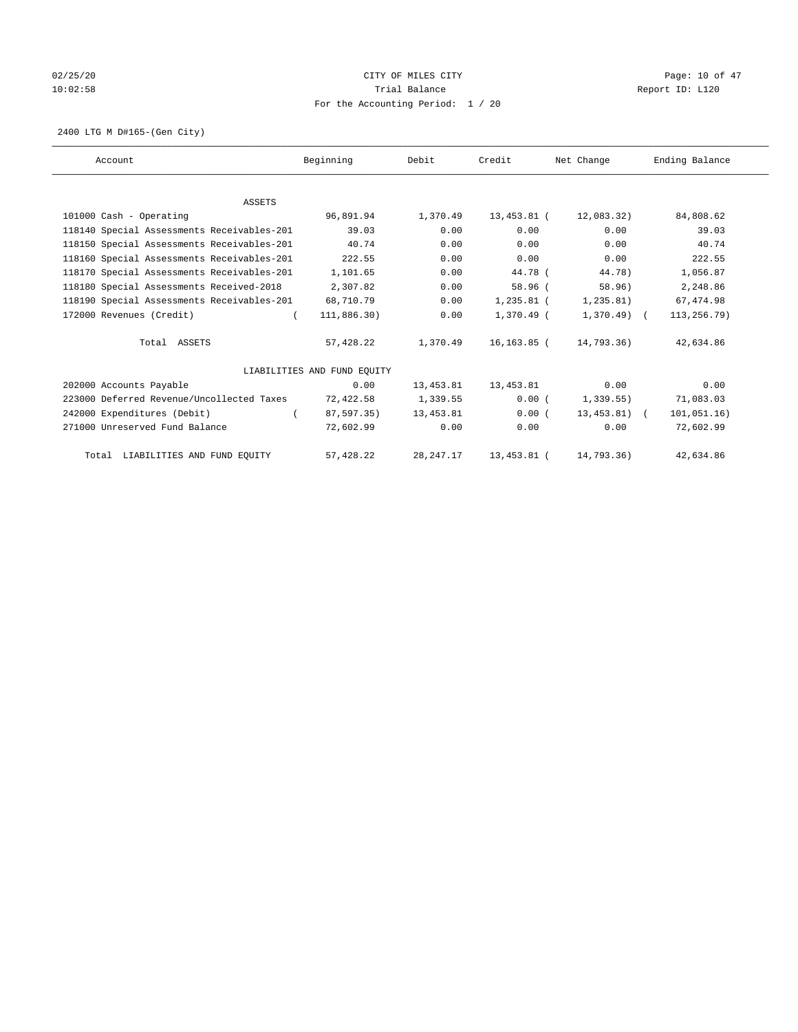CITY OF MILES CITY

Trial Balance

For the Accounting Period: 1 / 20

02/25/20
10:02:58

Report ID: L120

2400 LTG M D#165-(Gen City)

| Account | Beginning | Debit | Credit | Net Change | Ending Balance |
|---|---|---|---|---|---|
| ASSETS | | | | | |
| 101000 Cash - Operating | 96,891.94 | 1,370.49 | 13,453.81 | ( 12,083.32) | 84,808.62 |
| 118140 Special Assessments Receivables-201 | 39.03 | 0.00 | 0.00 | 0.00 | 39.03 |
| 118150 Special Assessments Receivables-201 | 40.74 | 0.00 | 0.00 | 0.00 | 40.74 |
| 118160 Special Assessments Receivables-201 | 222.55 | 0.00 | 0.00 | 0.00 | 222.55 |
| 118170 Special Assessments Receivables-201 | 1,101.65 | 0.00 | 44.78 | ( 44.78) | 1,056.87 |
| 118180 Special Assessments Received-2018 | 2,307.82 | 0.00 | 58.96 | ( 58.96) | 2,248.86 |
| 118190 Special Assessments Receivables-201 | 68,710.79 | 0.00 | 1,235.81 | ( 1,235.81) | 67,474.98 |
| 172000 Revenues (Credit) | ( 111,886.30) | 0.00 | 1,370.49 | ( 1,370.49) | ( 113,256.79) |
| Total ASSETS | 57,428.22 | 1,370.49 | 16,163.85 | ( 14,793.36) | 42,634.86 |
| LIABILITIES AND FUND EQUITY | | | | | |
| 202000 Accounts Payable | 0.00 | 13,453.81 | 13,453.81 | 0.00 | 0.00 |
| 223000 Deferred Revenue/Uncollected Taxes | 72,422.58 | 1,339.55 | 0.00 | ( 1,339.55) | 71,083.03 |
| 242000 Expenditures (Debit) | ( 87,597.35) | 13,453.81 | 0.00 | ( 13,453.81) | ( 101,051.16) |
| 271000 Unreserved Fund Balance | 72,602.99 | 0.00 | 0.00 | 0.00 | 72,602.99 |
| Total LIABILITIES AND FUND EQUITY | 57,428.22 | 28,247.17 | 13,453.81 | ( 14,793.36) | 42,634.86 |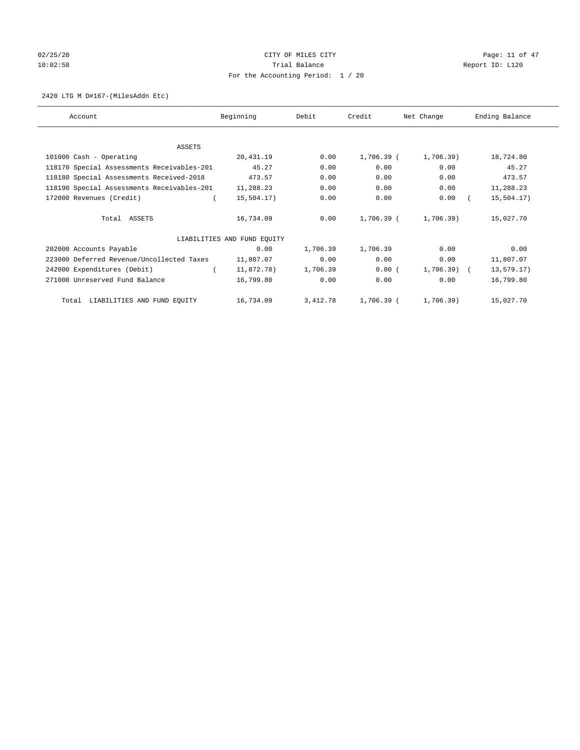CITY OF MILES CITY
Trial Balance
For the Accounting Period: 1 / 20

2420 LTG M D#167-(MilesAddn Etc)

| Account | Beginning | Debit | Credit | Net Change | Ending Balance |
|---|---|---|---|---|---|
| ASSETS | | | | | |
| 101000 Cash - Operating | 20,431.19 | 0.00 | 1,706.39 | (1,706.39) | 18,724.80 |
| 118170 Special Assessments Receivables-201 | 45.27 | 0.00 | 0.00 | 0.00 | 45.27 |
| 118180 Special Assessments Received-2018 | 473.57 | 0.00 | 0.00 | 0.00 | 473.57 |
| 118190 Special Assessments Receivables-201 | 11,288.23 | 0.00 | 0.00 | 0.00 | 11,288.23 |
| 172000 Revenues (Credit) | (15,504.17) | 0.00 | 0.00 | 0.00 | (15,504.17) |
| Total ASSETS | 16,734.09 | 0.00 | 1,706.39 | (1,706.39) | 15,027.70 |
| LIABILITIES AND FUND EQUITY | | | | | |
| 202000 Accounts Payable | 0.00 | 1,706.39 | 1,706.39 | 0.00 | 0.00 |
| 223000 Deferred Revenue/Uncollected Taxes | 11,807.07 | 0.00 | 0.00 | 0.00 | 11,807.07 |
| 242000 Expenditures (Debit) | (11,872.78) | 1,706.39 | 0.00 | (1,706.39) | (13,579.17) |
| 271000 Unreserved Fund Balance | 16,799.80 | 0.00 | 0.00 | 0.00 | 16,799.80 |
| Total LIABILITIES AND FUND EQUITY | 16,734.09 | 3,412.78 | 1,706.39 | (1,706.39) | 15,027.70 |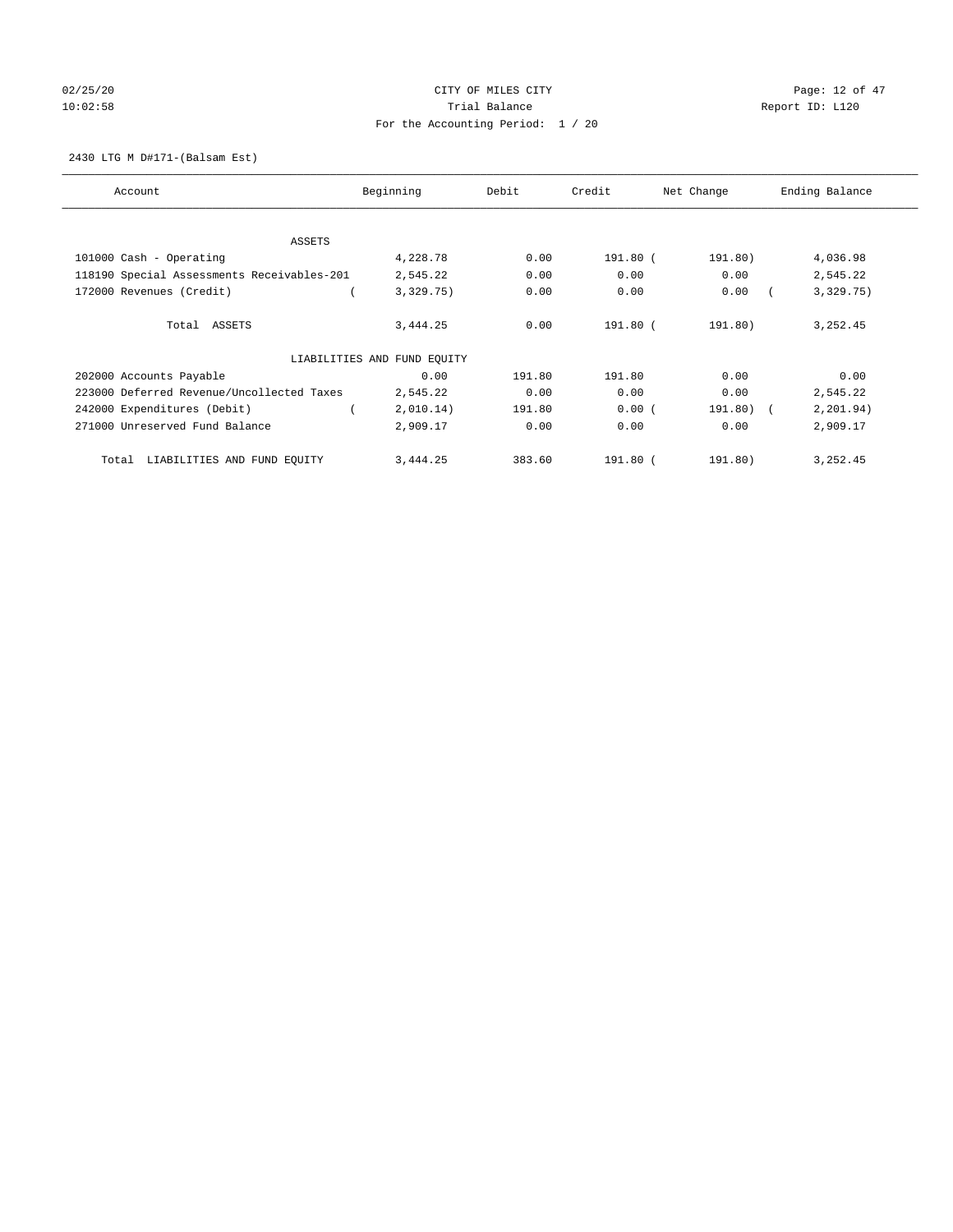CITY OF MILES CITY

Trial Balance

For the Accounting Period: 1 / 20

2430 LTG M D#171-(Balsam Est)

| Account | Beginning | Debit | Credit | Net Change | Ending Balance |
|---|---|---|---|---|---|
| ASSETS | | | | | |
| 101000 Cash - Operating | 4,228.78 | 0.00 | 191.80 | ( 191.80) | 4,036.98 |
| 118190 Special Assessments Receivables-201 | 2,545.22 | 0.00 | 0.00 | 0.00 | 2,545.22 |
| 172000 Revenues (Credit) | ( 3,329.75) | 0.00 | 0.00 | 0.00 | ( 3,329.75) |
| Total ASSETS | 3,444.25 | 0.00 | 191.80 | ( 191.80) | 3,252.45 |
| LIABILITIES AND FUND EQUITY | | | | | |
| 202000 Accounts Payable | 0.00 | 191.80 | 191.80 | 0.00 | 0.00 |
| 223000 Deferred Revenue/Uncollected Taxes | 2,545.22 | 0.00 | 0.00 | 0.00 | 2,545.22 |
| 242000 Expenditures (Debit) | ( 2,010.14) | 191.80 | 0.00 | ( 191.80) | ( 2,201.94) |
| 271000 Unreserved Fund Balance | 2,909.17 | 0.00 | 0.00 | 0.00 | 2,909.17 |
| Total LIABILITIES AND FUND EQUITY | 3,444.25 | 383.60 | 191.80 | ( 191.80) | 3,252.45 |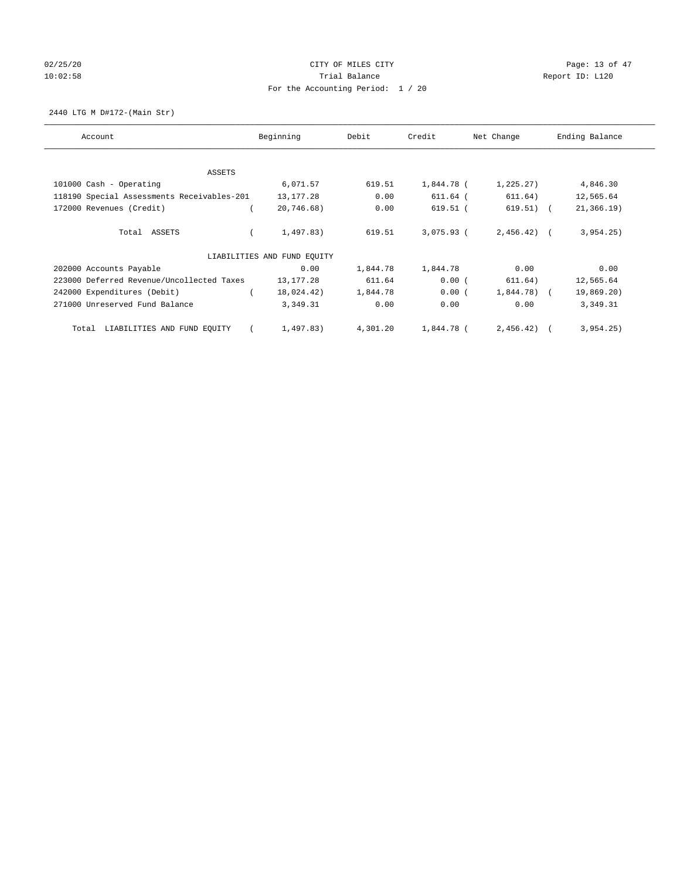CITY OF MILES CITY
Trial Balance
For the Accounting Period: 1 / 20

02/25/20
10:02:58

Report ID: L120

## 2440 LTG M D#172-(Main Str)

| Account | Beginning | Debit | Credit | Net Change | Ending Balance |
|---|---|---|---|---|---|
| **ASSETS** | | | | | |
| 101000 Cash - Operating | 6,071.57 | 619.51 | 1,844.78 | (1,225.27) | 4,846.30 |
| 118190 Special Assessments Receivables-201 | 13,177.28 | 0.00 | 611.64 | (611.64) | 12,565.64 |
| 172000 Revenues (Credit) | (20,746.68) | 0.00 | 619.51 | (619.51) | (21,366.19) |
| Total ASSETS | (1,497.83) | 619.51 | 3,075.93 | (2,456.42) | (3,954.25) |
| **LIABILITIES AND FUND EQUITY** | | | | | |
| 202000 Accounts Payable | 0.00 | 1,844.78 | 1,844.78 | 0.00 | 0.00 |
| 223000 Deferred Revenue/Uncollected Taxes | 13,177.28 | 611.64 | 0.00 | (611.64) | 12,565.64 |
| 242000 Expenditures (Debit) | (18,024.42) | 1,844.78 | 0.00 | (1,844.78) | (19,869.20) |
| 271000 Unreserved Fund Balance | 3,349.31 | 0.00 | 0.00 | 0.00 | 3,349.31 |
| Total LIABILITIES AND FUND EQUITY | (1,497.83) | 4,301.20 | 1,844.78 | (2,456.42) | (3,954.25) |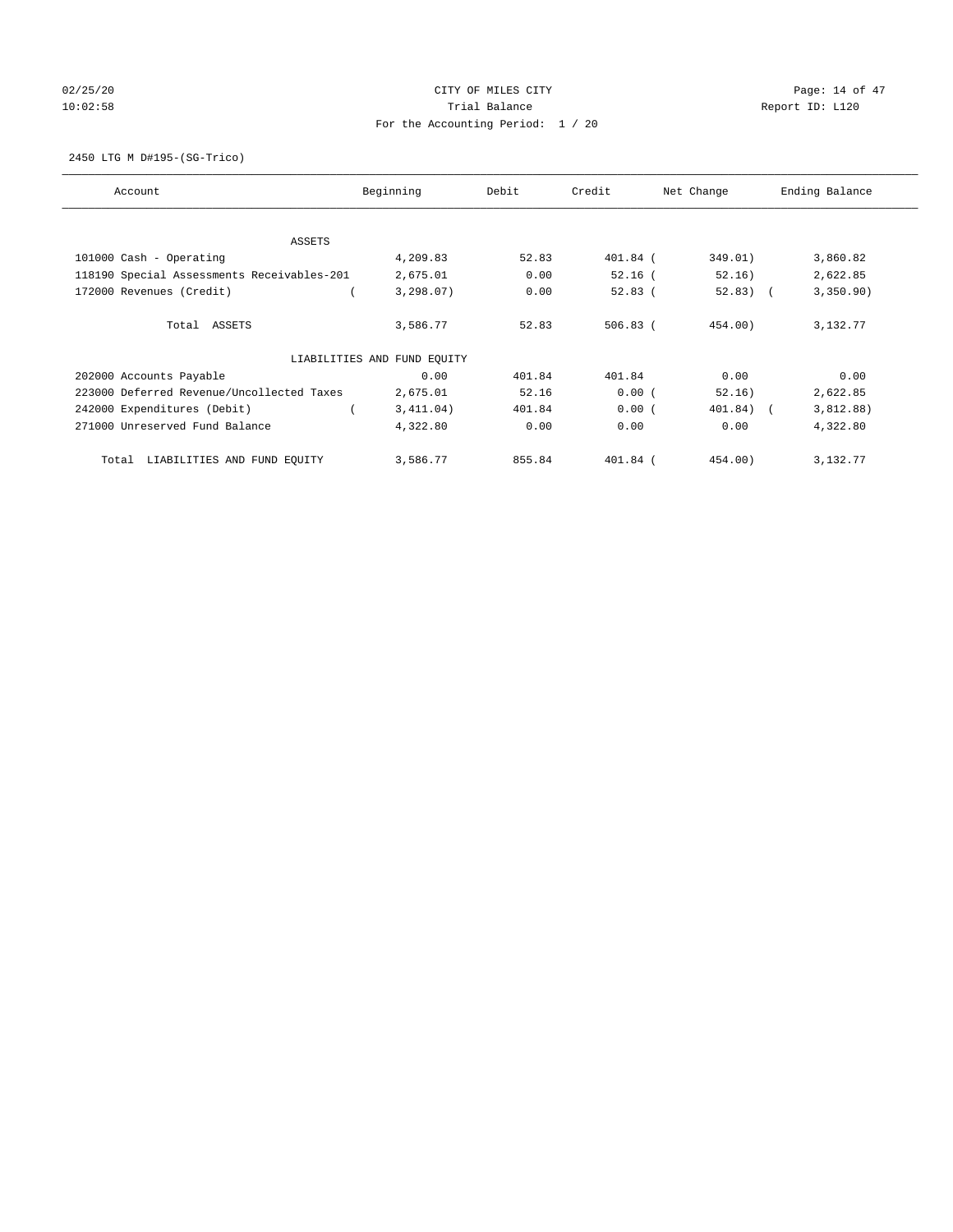CITY OF MILES CITY
Trial Balance
For the Accounting Period: 1 / 20

02/25/20
10:02:58

Report ID: L120

2450 LTG M D#195-(SG-Trico)

| Account | Beginning | Debit | Credit | Net Change | Ending Balance |
|---|---|---|---|---|---|
| ASSETS | | | | | |
| 101000 Cash - Operating | 4,209.83 | 52.83 | 401.84 | (349.01) | 3,860.82 |
| 118190 Special Assessments Receivables-201 | 2,675.01 | 0.00 | 52.16 | (52.16) | 2,622.85 |
| 172000 Revenues (Credit) | (3,298.07) | 0.00 | 52.83 | (52.83) | (3,350.90) |
| Total ASSETS | 3,586.77 | 52.83 | 506.83 | (454.00) | 3,132.77 |
| LIABILITIES AND FUND EQUITY | | | | | |
| 202000 Accounts Payable | 0.00 | 401.84 | 401.84 | 0.00 | 0.00 |
| 223000 Deferred Revenue/Uncollected Taxes | 2,675.01 | 52.16 | 0.00 | (52.16) | 2,622.85 |
| 242000 Expenditures (Debit) | (3,411.04) | 401.84 | 0.00 | (401.84) | (3,812.88) |
| 271000 Unreserved Fund Balance | 4,322.80 | 0.00 | 0.00 | 0.00 | 4,322.80 |
| Total LIABILITIES AND FUND EQUITY | 3,586.77 | 855.84 | 401.84 | (454.00) | 3,132.77 |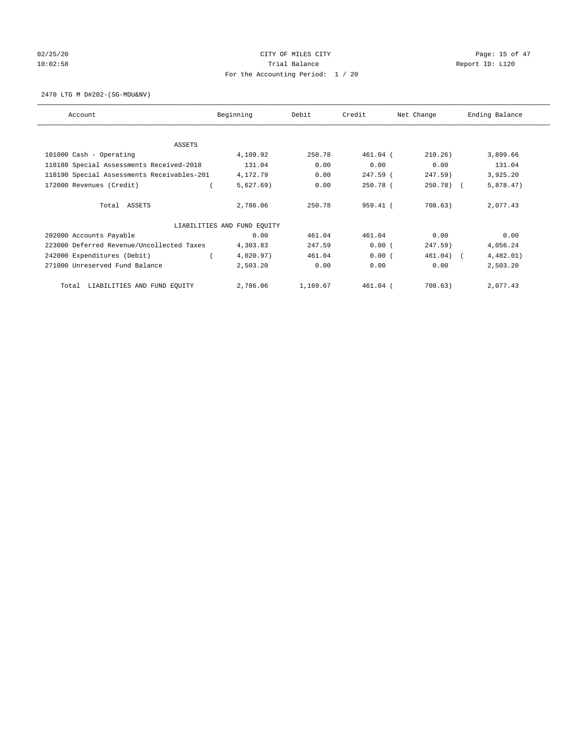CITY OF MILES CITY
Trial Balance
For the Accounting Period: 1 / 20

2470 LTG M D#202-(SG-MDU&NV)

| Account | Beginning | Debit | Credit | Net Change | Ending Balance |
|---|---|---|---|---|---|
| ASSETS | | | | | |
| 101000 Cash - Operating | 4,109.92 | 250.78 | 461.04 | ( 210.26) | 3,899.66 |
| 118180 Special Assessments Received-2018 | 131.04 | 0.00 | 0.00 | 0.00 | 131.04 |
| 118190 Special Assessments Receivables-201 | 4,172.79 | 0.00 | 247.59 | ( 247.59) | 3,925.20 |
| 172000 Revenues (Credit) | ( 5,627.69) | 0.00 | 250.78 | ( 250.78) | ( 5,878.47) |
| Total ASSETS | 2,786.06 | 250.78 | 959.41 | ( 708.63) | 2,077.43 |
| LIABILITIES AND FUND EQUITY | | | | | |
| 202000 Accounts Payable | 0.00 | 461.04 | 461.04 | 0.00 | 0.00 |
| 223000 Deferred Revenue/Uncollected Taxes | 4,303.83 | 247.59 | 0.00 | ( 247.59) | 4,056.24 |
| 242000 Expenditures (Debit) | ( 4,020.97) | 461.04 | 0.00 | ( 461.04) | ( 4,482.01) |
| 271000 Unreserved Fund Balance | 2,503.20 | 0.00 | 0.00 | 0.00 | 2,503.20 |
| Total LIABILITIES AND FUND EQUITY | 2,786.06 | 1,169.67 | 461.04 | ( 708.63) | 2,077.43 |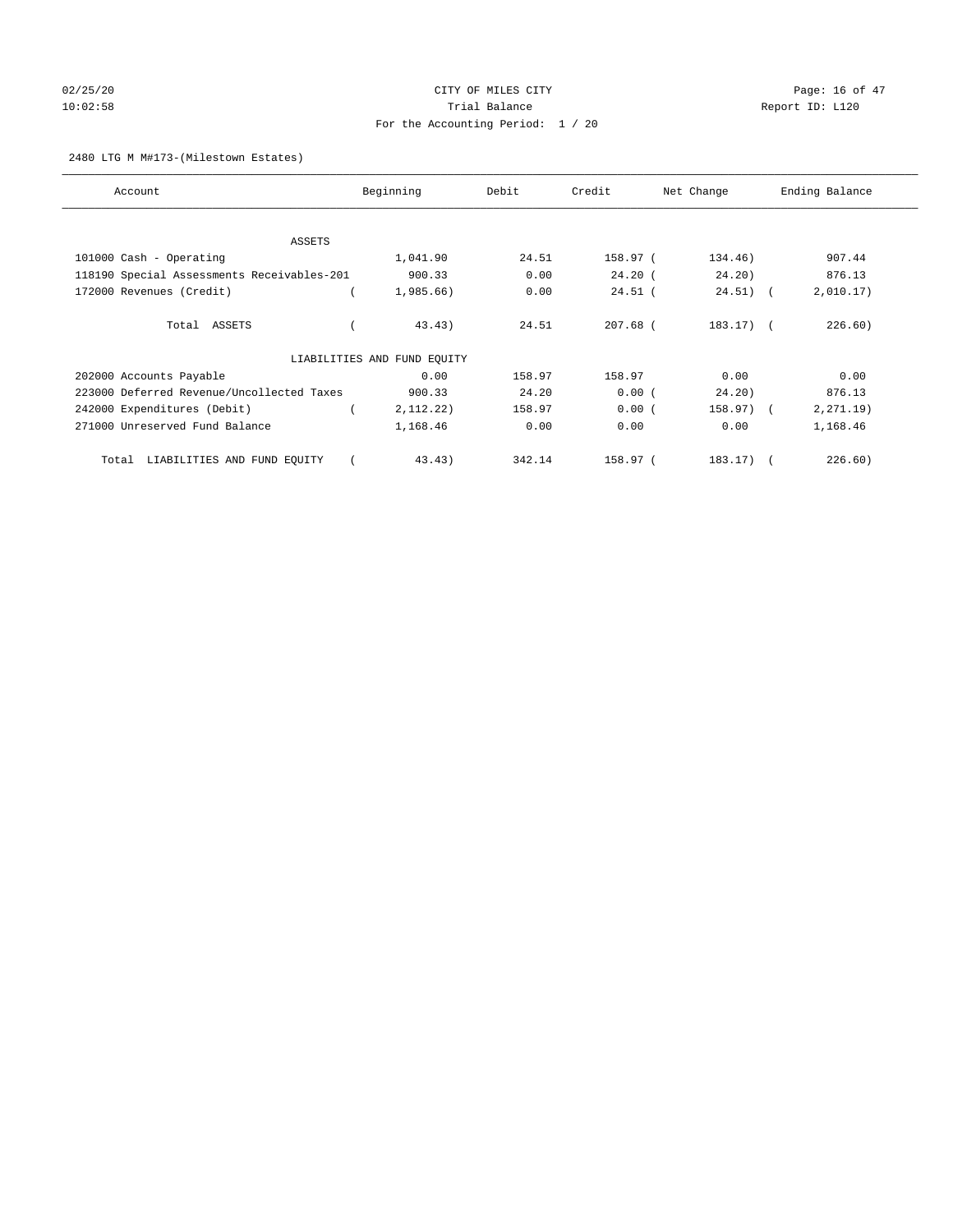CITY OF MILES CITY
Trial Balance
For the Accounting Period: 1 / 20

2480 LTG M M#173-(Milestown Estates)

| Account | Beginning | Debit | Credit | Net Change | Ending Balance |
|---|---|---|---|---|---|
| ASSETS | | | | | |
| 101000 Cash - Operating | 1,041.90 | 24.51 | 158.97 | ( 134.46) | 907.44 |
| 118190 Special Assessments Receivables-201 | 900.33 | 0.00 | 24.20 | ( 24.20) | 876.13 |
| 172000 Revenues (Credit) | ( 1,985.66) | 0.00 | 24.51 | ( 24.51) | ( 2,010.17) |
| Total ASSETS | ( 43.43) | 24.51 | 207.68 | ( 183.17) | ( 226.60) |
| LIABILITIES AND FUND EQUITY | | | | | |
| 202000 Accounts Payable | 0.00 | 158.97 | 158.97 | 0.00 | 0.00 |
| 223000 Deferred Revenue/Uncollected Taxes | 900.33 | 24.20 | 0.00 | ( 24.20) | 876.13 |
| 242000 Expenditures (Debit) | ( 2,112.22) | 158.97 | 0.00 | ( 158.97) | ( 2,271.19) |
| 271000 Unreserved Fund Balance | 1,168.46 | 0.00 | 0.00 | 0.00 | 1,168.46 |
| Total LIABILITIES AND FUND EQUITY | ( 43.43) | 342.14 | 158.97 | ( 183.17) | ( 226.60) |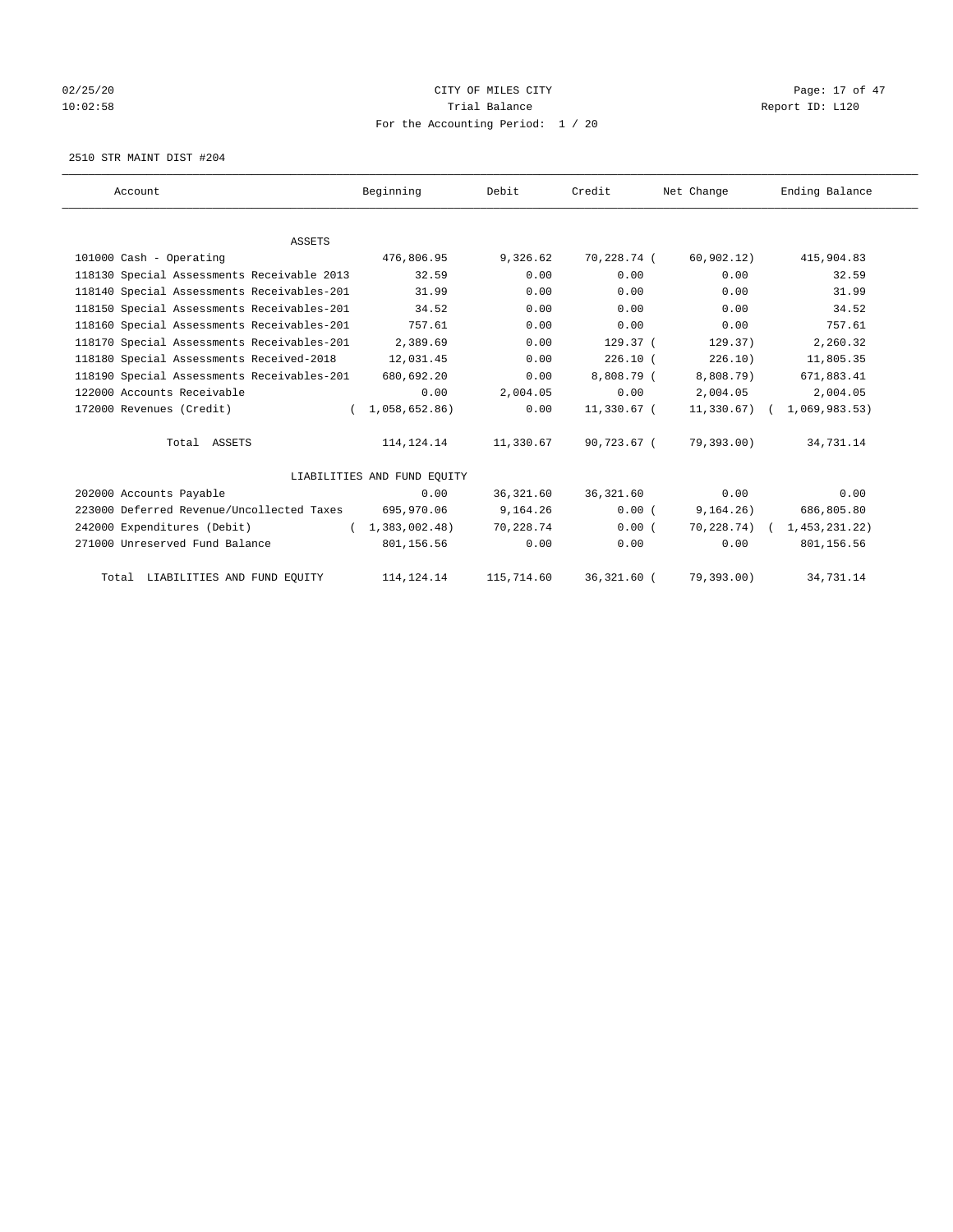02/25/20 CITY OF MILES CITY
10:02:58 Trial Balance Report ID: L120
For the Accounting Period: 1 / 20

2510 STR MAINT DIST #204

| Account | Beginning | Debit | Credit | Net Change | Ending Balance |
|---|---|---|---|---|---|
| ASSETS | | | | | |
| 101000 Cash - Operating | 476,806.95 | 9,326.62 | 70,228.74 | ( 60,902.12) | 415,904.83 |
| 118130 Special Assessments Receivable 2013 | 32.59 | 0.00 | 0.00 | 0.00 | 32.59 |
| 118140 Special Assessments Receivables-201 | 31.99 | 0.00 | 0.00 | 0.00 | 31.99 |
| 118150 Special Assessments Receivables-201 | 34.52 | 0.00 | 0.00 | 0.00 | 34.52 |
| 118160 Special Assessments Receivables-201 | 757.61 | 0.00 | 0.00 | 0.00 | 757.61 |
| 118170 Special Assessments Receivables-201 | 2,389.69 | 0.00 | 129.37 | ( 129.37) | 2,260.32 |
| 118180 Special Assessments Received-2018 | 12,031.45 | 0.00 | 226.10 | ( 226.10) | 11,805.35 |
| 118190 Special Assessments Receivables-201 | 680,692.20 | 0.00 | 8,808.79 | ( 8,808.79) | 671,883.41 |
| 122000 Accounts Receivable | 0.00 | 2,004.05 | 0.00 | 2,004.05 | 2,004.05 |
| 172000 Revenues (Credit) | ( 1,058,652.86) | 0.00 | 11,330.67 | ( 11,330.67) | ( 1,069,983.53) |
| Total ASSETS | 114,124.14 | 11,330.67 | 90,723.67 | ( 79,393.00) | 34,731.14 |
| LIABILITIES AND FUND EQUITY | | | | | |
| 202000 Accounts Payable | 0.00 | 36,321.60 | 36,321.60 | 0.00 | 0.00 |
| 223000 Deferred Revenue/Uncollected Taxes | 695,970.06 | 9,164.26 | 0.00 | ( 9,164.26) | 686,805.80 |
| 242000 Expenditures (Debit) | ( 1,383,002.48) | 70,228.74 | 0.00 | ( 70,228.74) | ( 1,453,231.22) |
| 271000 Unreserved Fund Balance | 801,156.56 | 0.00 | 0.00 | 0.00 | 801,156.56 |
| Total LIABILITIES AND FUND EQUITY | 114,124.14 | 115,714.60 | 36,321.60 | ( 79,393.00) | 34,731.14 |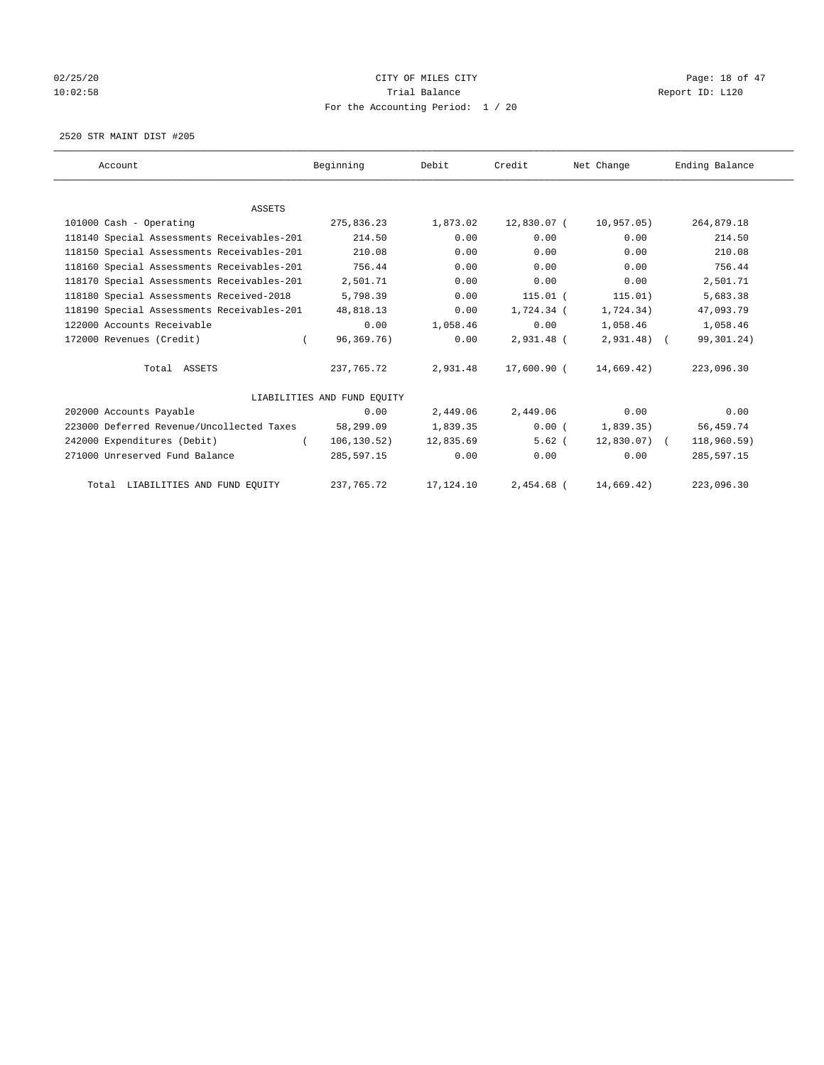# CITY OF MILES CITY

## Trial Balance

### For the Accounting Period: 1 / 20

02/25/20 10:02:58 — Report ID: L120

2520 STR MAINT DIST #205

| Account | Beginning | Debit | Credit | Net Change | Ending Balance |
|---|---|---|---|---|---|
| **ASSETS** | | | | | |
| 101000 Cash - Operating | 275,836.23 | 1,873.02 | 12,830.07 | (10,957.05) | 264,879.18 |
| 118140 Special Assessments Receivables-201 | 214.50 | 0.00 | 0.00 | 0.00 | 214.50 |
| 118150 Special Assessments Receivables-201 | 210.08 | 0.00 | 0.00 | 0.00 | 210.08 |
| 118160 Special Assessments Receivables-201 | 756.44 | 0.00 | 0.00 | 0.00 | 756.44 |
| 118170 Special Assessments Receivables-201 | 2,501.71 | 0.00 | 0.00 | 0.00 | 2,501.71 |
| 118180 Special Assessments Received-2018 | 5,798.39 | 0.00 | 115.01 | (115.01) | 5,683.38 |
| 118190 Special Assessments Receivables-201 | 48,818.13 | 0.00 | 1,724.34 | (1,724.34) | 47,093.79 |
| 122000 Accounts Receivable | 0.00 | 1,058.46 | 0.00 | 1,058.46 | 1,058.46 |
| 172000 Revenues (Credit) | (96,369.76) | 0.00 | 2,931.48 | (2,931.48) | (99,301.24) |
| Total ASSETS | 237,765.72 | 2,931.48 | 17,600.90 | (14,669.42) | 223,096.30 |
| **LIABILITIES AND FUND EQUITY** | | | | | |
| 202000 Accounts Payable | 0.00 | 2,449.06 | 2,449.06 | 0.00 | 0.00 |
| 223000 Deferred Revenue/Uncollected Taxes | 58,299.09 | 1,839.35 | 0.00 | (1,839.35) | 56,459.74 |
| 242000 Expenditures (Debit) | (106,130.52) | 12,835.69 | 5.62 | (12,830.07) | (118,960.59) |
| 271000 Unreserved Fund Balance | 285,597.15 | 0.00 | 0.00 | 0.00 | 285,597.15 |
| Total LIABILITIES AND FUND EQUITY | 237,765.72 | 17,124.10 | 2,454.68 | (14,669.42) | 223,096.30 |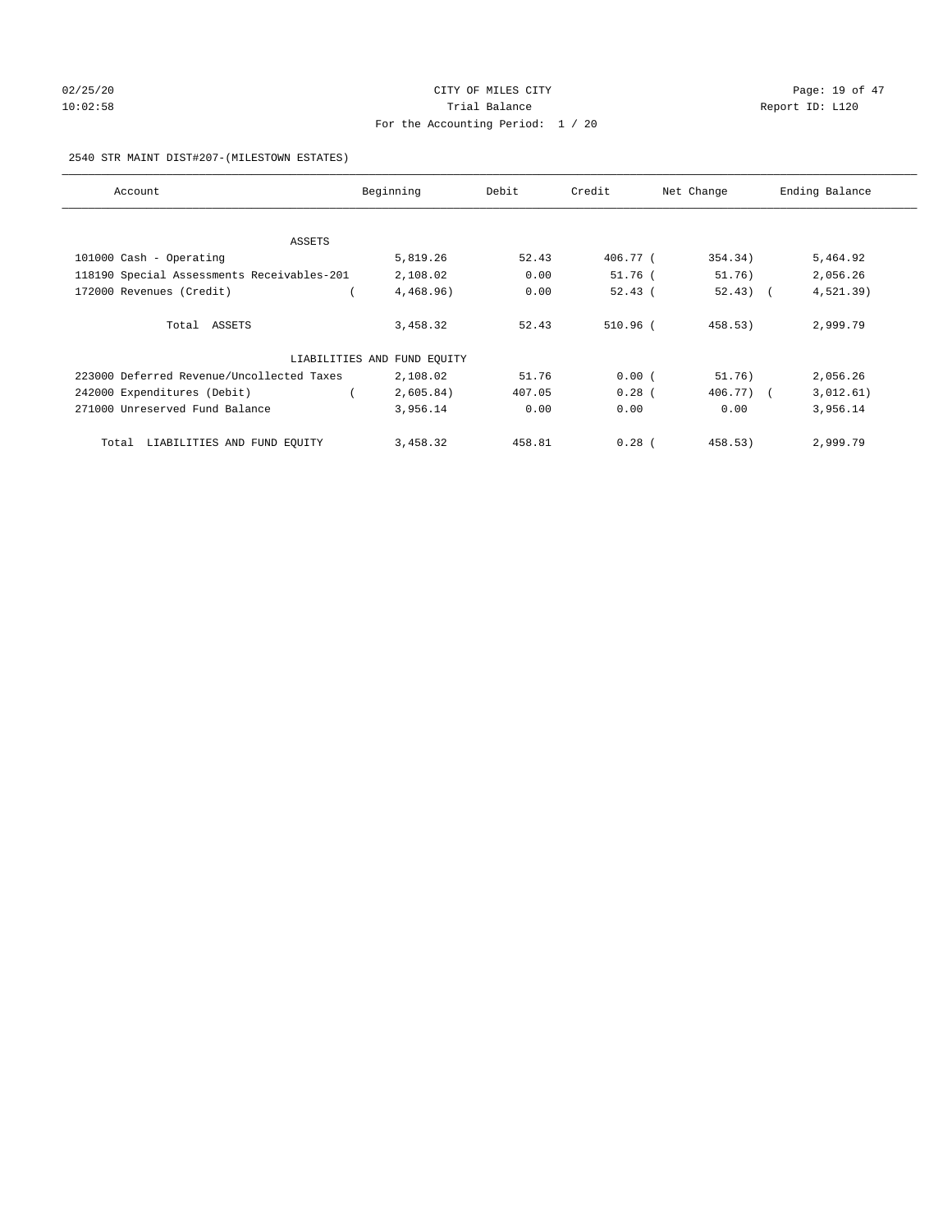CITY OF MILES CITY

Trial Balance

For the Accounting Period: 1 / 20

2540 STR MAINT DIST#207-(MILESTOWN ESTATES)

| Account | Beginning | Debit | Credit | Net Change | Ending Balance |
|---|---|---|---|---|---|
| ASSETS | | | | | |
| 101000 Cash - Operating | 5,819.26 | 52.43 | 406.77 | ( 354.34) | 5,464.92 |
| 118190 Special Assessments Receivables-201 | 2,108.02 | 0.00 | 51.76 | ( 51.76) | 2,056.26 |
| 172000 Revenues (Credit) | ( 4,468.96) | 0.00 | 52.43 | ( 52.43) | ( 4,521.39) |
| Total ASSETS | 3,458.32 | 52.43 | 510.96 | ( 458.53) | 2,999.79 |
| LIABILITIES AND FUND EQUITY | | | | | |
| 223000 Deferred Revenue/Uncollected Taxes | 2,108.02 | 51.76 | 0.00 | ( 51.76) | 2,056.26 |
| 242000 Expenditures (Debit) | ( 2,605.84) | 407.05 | 0.28 | ( 406.77) | ( 3,012.61) |
| 271000 Unreserved Fund Balance | 3,956.14 | 0.00 | 0.00 | 0.00 | 3,956.14 |
| Total LIABILITIES AND FUND EQUITY | 3,458.32 | 458.81 | 0.28 | ( 458.53) | 2,999.79 |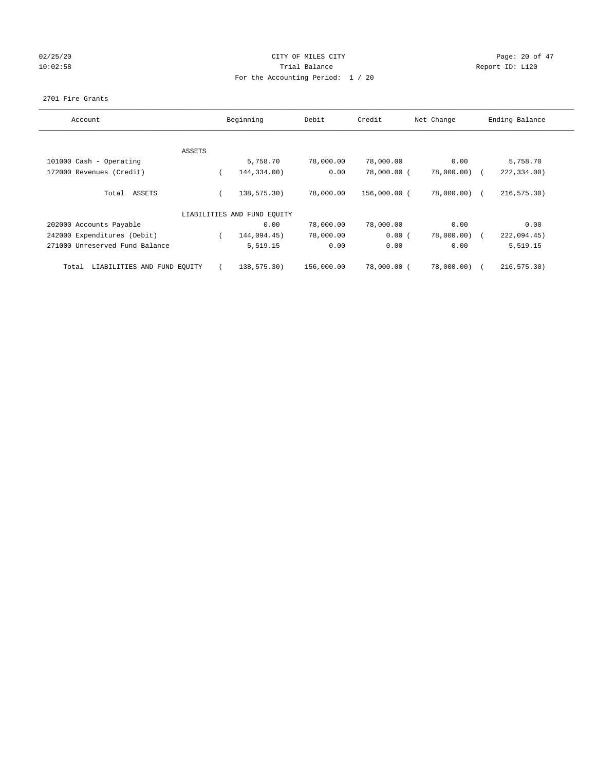CITY OF MILES CITY
Trial Balance
For the Accounting Period: 1 / 20

02/25/20
10:02:58

Report ID: L120

2701 Fire Grants

| Account | Beginning | Debit | Credit | Net Change | Ending Balance |
|---|---|---|---|---|---|
| ASSETS | | | | | |
| 101000 Cash - Operating | 5,758.70 | 78,000.00 | 78,000.00 | 0.00 | 5,758.70 |
| 172000 Revenues (Credit) | ( 144,334.00) | 0.00 | 78,000.00 | ( 78,000.00) | ( 222,334.00) |
| Total ASSETS | ( 138,575.30) | 78,000.00 | 156,000.00 | ( 78,000.00) | ( 216,575.30) |
| LIABILITIES AND FUND EQUITY | | | | | |
| 202000 Accounts Payable | 0.00 | 78,000.00 | 78,000.00 | 0.00 | 0.00 |
| 242000 Expenditures (Debit) | ( 144,094.45) | 78,000.00 | 0.00 | ( 78,000.00) | ( 222,094.45) |
| 271000 Unreserved Fund Balance | 5,519.15 | 0.00 | 0.00 | 0.00 | 5,519.15 |
| Total LIABILITIES AND FUND EQUITY | ( 138,575.30) | 156,000.00 | 78,000.00 | ( 78,000.00) | ( 216,575.30) |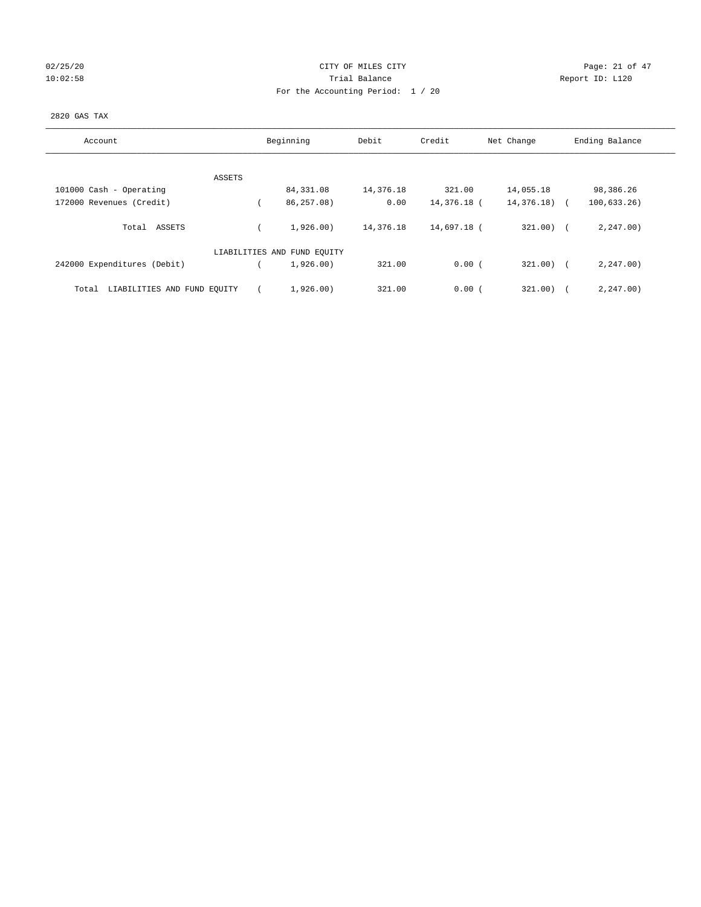CITY OF MILES CITY

Trial Balance

For the Accounting Period: 1 / 20

2820 GAS TAX

| Account | Beginning | Debit | Credit | Net Change | Ending Balance |
|---|---|---|---|---|---|
| ASSETS | | | | | |
| 101000 Cash - Operating | 84,331.08 | 14,376.18 | 321.00 | 14,055.18 | 98,386.26 |
| 172000 Revenues (Credit) | ( 86,257.08) | 0.00 | 14,376.18 | ( 14,376.18) | ( 100,633.26) |
| Total ASSETS | ( 1,926.00) | 14,376.18 | 14,697.18 | ( 321.00) | ( 2,247.00) |
| LIABILITIES AND FUND EQUITY | | | | | |
| 242000 Expenditures (Debit) | ( 1,926.00) | 321.00 | 0.00 | ( 321.00) | ( 2,247.00) |
| Total LIABILITIES AND FUND EQUITY | ( 1,926.00) | 321.00 | 0.00 | ( 321.00) | ( 2,247.00) |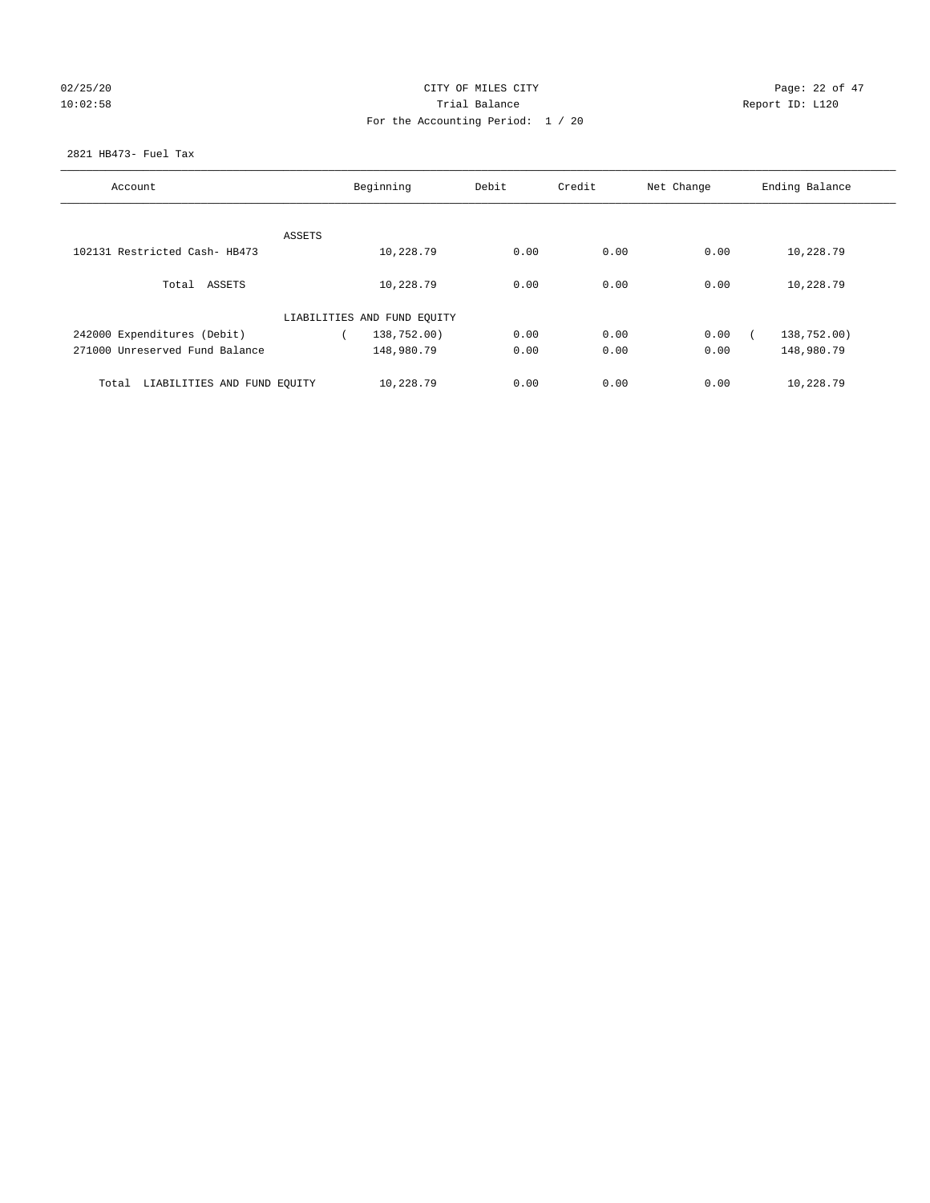CITY OF MILES CITY
Trial Balance
For the Accounting Period: 1 / 20

02/25/20
10:02:58

Report ID: L120

2821 HB473- Fuel Tax

| Account | Beginning | Debit | Credit | Net Change | Ending Balance |
|---|---|---|---|---|---|
| ASSETS | | | | | |
| 102131 Restricted Cash- HB473 | 10,228.79 | 0.00 | 0.00 | 0.00 | 10,228.79 |
| Total ASSETS | 10,228.79 | 0.00 | 0.00 | 0.00 | 10,228.79 |
| LIABILITIES AND FUND EQUITY | | | | | |
| 242000 Expenditures (Debit) | ( 138,752.00) | 0.00 | 0.00 | 0.00 | ( 138,752.00) |
| 271000 Unreserved Fund Balance | 148,980.79 | 0.00 | 0.00 | 0.00 | 148,980.79 |
| Total LIABILITIES AND FUND EQUITY | 10,228.79 | 0.00 | 0.00 | 0.00 | 10,228.79 |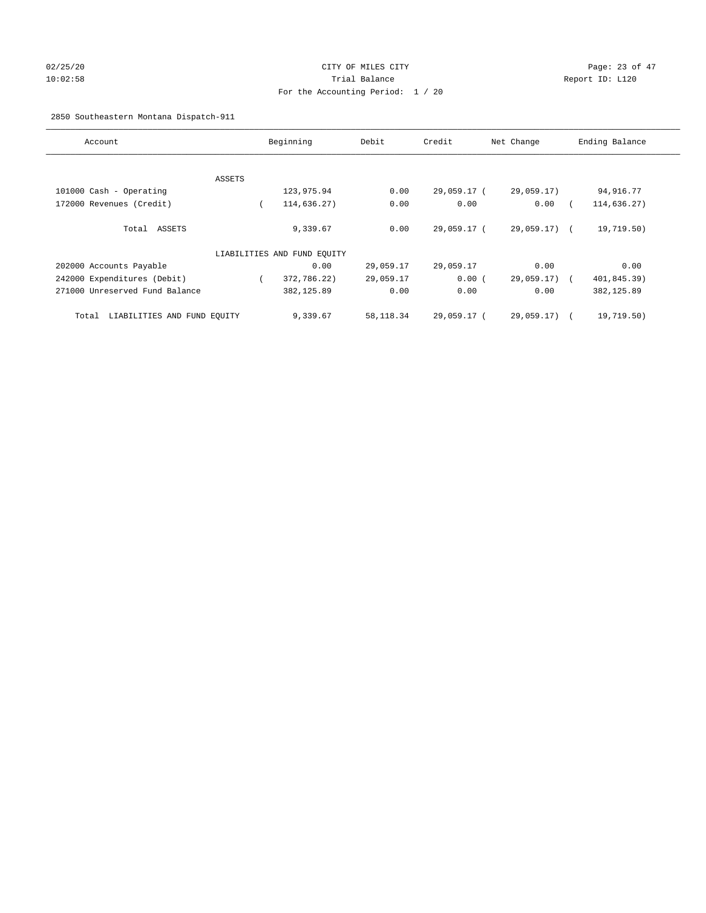CITY OF MILES CITY

Trial Balance

For the Accounting Period: 1 / 20

02/25/20 10:02:58 — Report ID: L120

2850 Southeastern Montana Dispatch-911

| Account | Beginning | Debit | Credit | Net Change | Ending Balance |
|---|---|---|---|---|---|
| ASSETS | | | | | |
| 101000 Cash - Operating | 123,975.94 | 0.00 | 29,059.17 | ( 29,059.17) | 94,916.77 |
| 172000 Revenues (Credit) | ( 114,636.27) | 0.00 | 0.00 | 0.00 | ( 114,636.27) |
| Total ASSETS | 9,339.67 | 0.00 | 29,059.17 | ( 29,059.17) | ( 19,719.50) |
| LIABILITIES AND FUND EQUITY | | | | | |
| 202000 Accounts Payable | 0.00 | 29,059.17 | 29,059.17 | 0.00 | 0.00 |
| 242000 Expenditures (Debit) | ( 372,786.22) | 29,059.17 | 0.00 | ( 29,059.17) | ( 401,845.39) |
| 271000 Unreserved Fund Balance | 382,125.89 | 0.00 | 0.00 | 0.00 | 382,125.89 |
| Total LIABILITIES AND FUND EQUITY | 9,339.67 | 58,118.34 | 29,059.17 | ( 29,059.17) | ( 19,719.50) |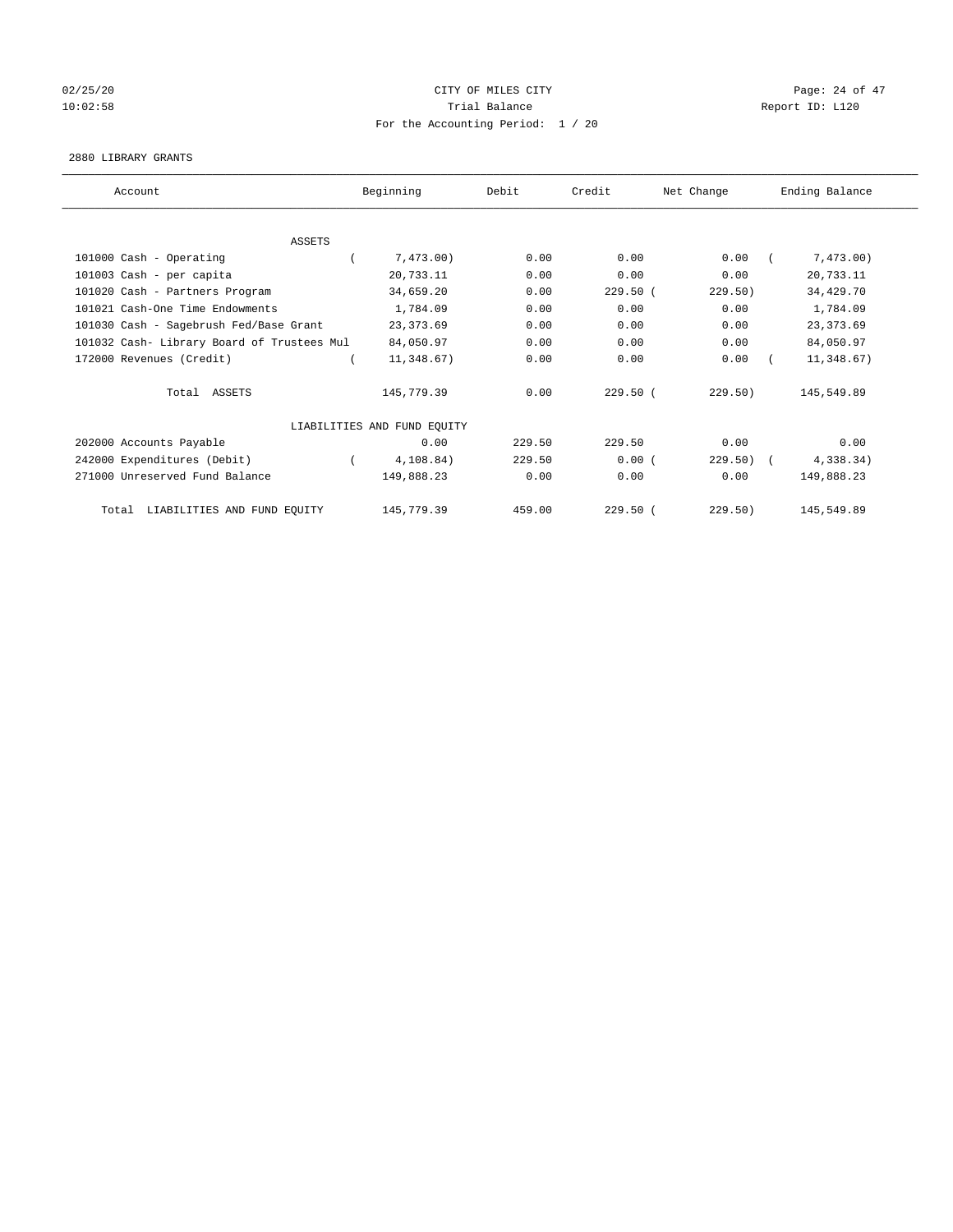CITY OF MILES CITY

Trial Balance

For the Accounting Period: 1 / 20

02/25/20 10:02:58 — Report ID: L120

2880 LIBRARY GRANTS

| Account | Beginning | Debit | Credit | Net Change | Ending Balance |
|---|---|---|---|---|---|
| ASSETS | | | | | |
| 101000 Cash - Operating | ( 7,473.00) | 0.00 | 0.00 | 0.00 | ( 7,473.00) |
| 101003 Cash - per capita | 20,733.11 | 0.00 | 0.00 | 0.00 | 20,733.11 |
| 101020 Cash - Partners Program | 34,659.20 | 0.00 | 229.50 | ( 229.50) | 34,429.70 |
| 101021 Cash-One Time Endowments | 1,784.09 | 0.00 | 0.00 | 0.00 | 1,784.09 |
| 101030 Cash - Sagebrush Fed/Base Grant | 23,373.69 | 0.00 | 0.00 | 0.00 | 23,373.69 |
| 101032 Cash- Library Board of Trustees Mul | 84,050.97 | 0.00 | 0.00 | 0.00 | 84,050.97 |
| 172000 Revenues (Credit) | ( 11,348.67) | 0.00 | 0.00 | 0.00 | ( 11,348.67) |
| Total ASSETS | 145,779.39 | 0.00 | 229.50 | ( 229.50) | 145,549.89 |
| LIABILITIES AND FUND EQUITY | | | | | |
| 202000 Accounts Payable | 0.00 | 229.50 | 229.50 | 0.00 | 0.00 |
| 242000 Expenditures (Debit) | ( 4,108.84) | 229.50 | 0.00 | ( 229.50) | ( 4,338.34) |
| 271000 Unreserved Fund Balance | 149,888.23 | 0.00 | 0.00 | 0.00 | 149,888.23 |
| Total LIABILITIES AND FUND EQUITY | 145,779.39 | 459.00 | 229.50 | ( 229.50) | 145,549.89 |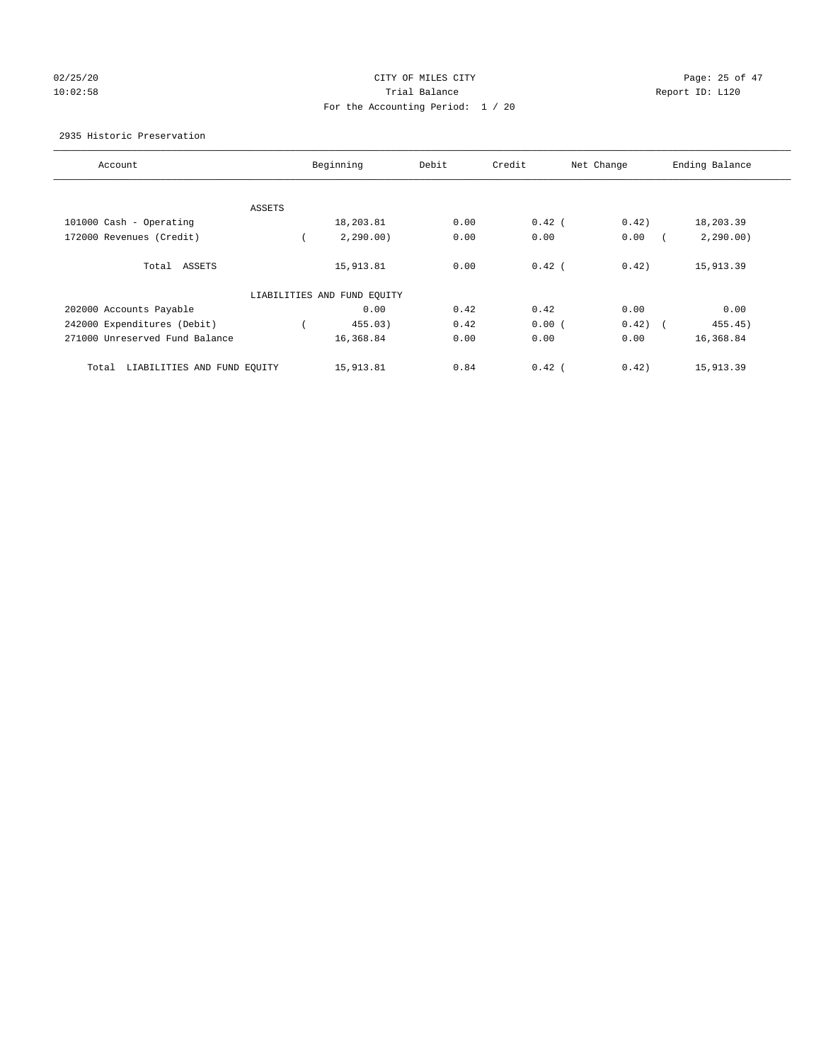CITY OF MILES CITY
Trial Balance
For the Accounting Period: 1 / 20

02/25/20
10:02:58

Report ID: L120

2935 Historic Preservation

| Account | Beginning | Debit | Credit | Net Change | Ending Balance |
|---|---|---|---|---|---|
| ASSETS | | | | | |
| 101000 Cash - Operating | 18,203.81 | 0.00 | 0.42 | ( 0.42) | 18,203.39 |
| 172000 Revenues (Credit) | ( 2,290.00) | 0.00 | 0.00 | 0.00 | ( 2,290.00) |
| Total ASSETS | 15,913.81 | 0.00 | 0.42 | ( 0.42) | 15,913.39 |
| LIABILITIES AND FUND EQUITY | | | | | |
| 202000 Accounts Payable | 0.00 | 0.42 | 0.42 | 0.00 | 0.00 |
| 242000 Expenditures (Debit) | ( 455.03) | 0.42 | 0.00 | ( 0.42) | ( 455.45) |
| 271000 Unreserved Fund Balance | 16,368.84 | 0.00 | 0.00 | 0.00 | 16,368.84 |
| Total LIABILITIES AND FUND EQUITY | 15,913.81 | 0.84 | 0.42 | ( 0.42) | 15,913.39 |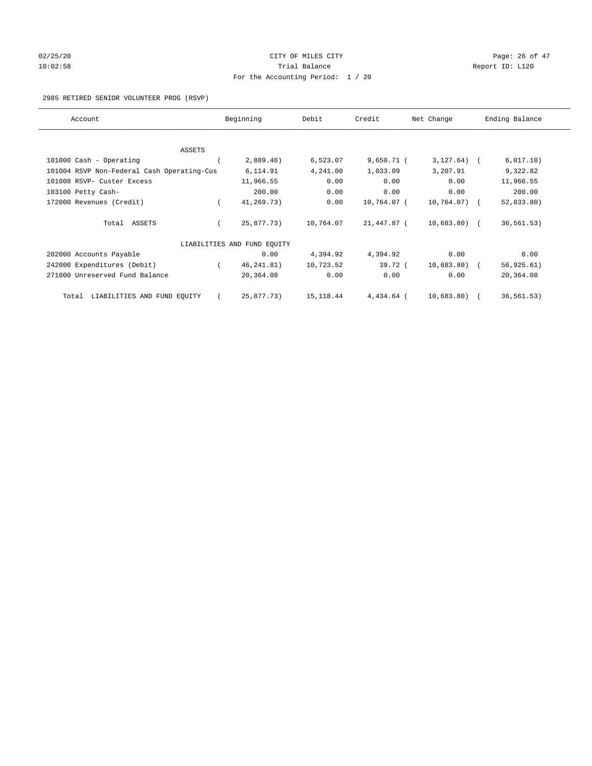CITY OF MILES CITY

Trial Balance

For the Accounting Period: 1 / 20

02/25/20 10:02:58 — Report ID: L120

2985 RETIRED SENIOR VOLUNTEER PROG (RSVP)

| Account | Beginning | Debit | Credit | Net Change | Ending Balance |
|---|---|---|---|---|---|
| ASSETS | | | | | |
| 101000 Cash - Operating | ( 2,889.46) | 6,523.07 | 9,650.71 | ( 3,127.64) | ( 6,017.10) |
| 101004 RSVP Non-Federal Cash Operating-Cus | 6,114.91 | 4,241.00 | 1,033.09 | 3,207.91 | 9,322.82 |
| 101008 RSVP- Custer Excess | 11,966.55 | 0.00 | 0.00 | 0.00 | 11,966.55 |
| 103100 Petty Cash- | 200.00 | 0.00 | 0.00 | 0.00 | 200.00 |
| 172000 Revenues (Credit) | ( 41,269.73) | 0.00 | 10,764.07 | ( 10,764.07) | ( 52,033.80) |
| Total ASSETS | ( 25,877.73) | 10,764.07 | 21,447.87 | ( 10,683.80) | ( 36,561.53) |
| LIABILITIES AND FUND EQUITY | | | | | |
| 202000 Accounts Payable | 0.00 | 4,394.92 | 4,394.92 | 0.00 | 0.00 |
| 242000 Expenditures (Debit) | ( 46,241.81) | 10,723.52 | 39.72 | ( 10,683.80) | ( 56,925.61) |
| 271000 Unreserved Fund Balance | 20,364.08 | 0.00 | 0.00 | 0.00 | 20,364.08 |
| Total LIABILITIES AND FUND EQUITY | ( 25,877.73) | 15,118.44 | 4,434.64 | ( 10,683.80) | ( 36,561.53) |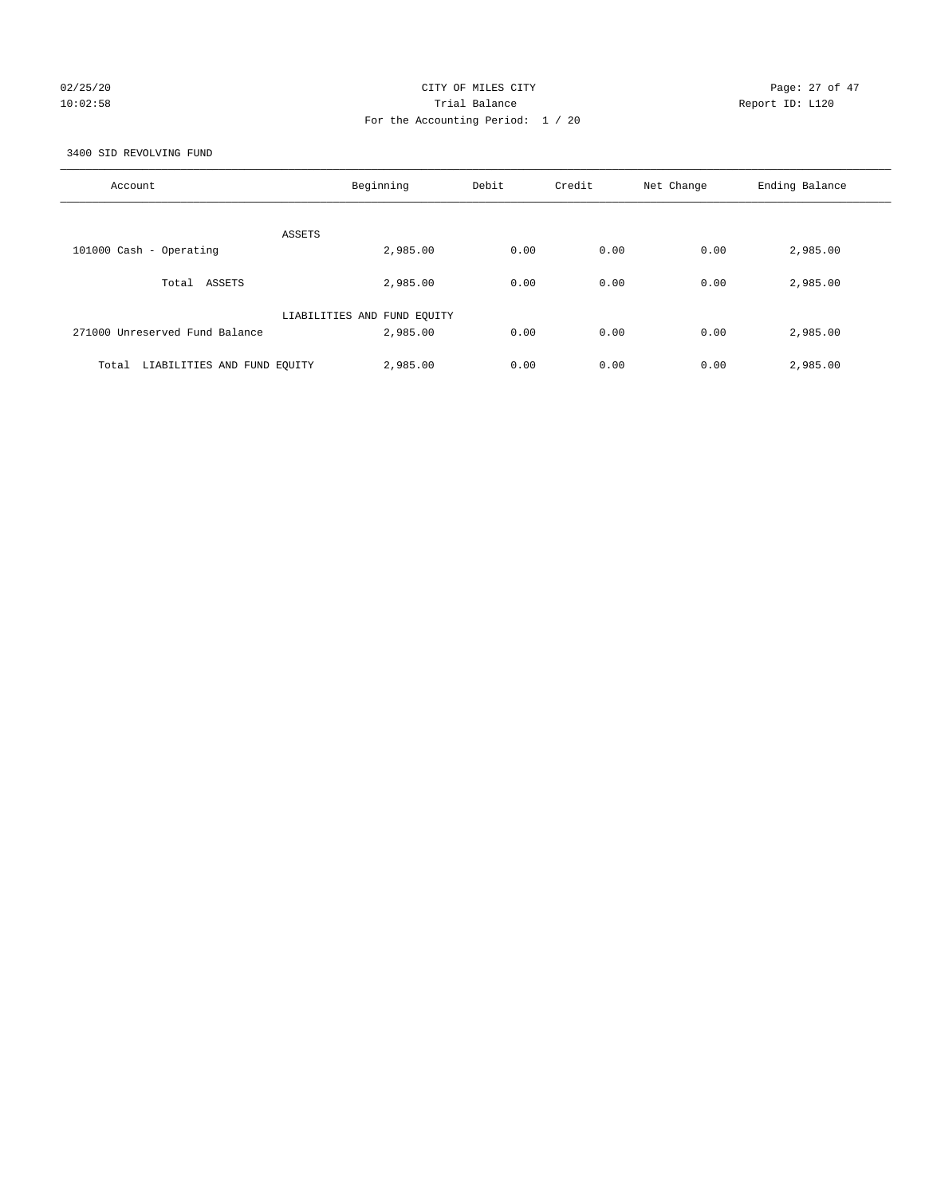CITY OF MILES CITY

Trial Balance

For the Accounting Period: 1 / 20

02/25/20 10:02:58

Report ID: L120

3400 SID REVOLVING FUND

| Account | Beginning | Debit | Credit | Net Change | Ending Balance |
|---|---|---|---|---|---|
| ASSETS | | | | | |
| 101000 Cash - Operating | 2,985.00 | 0.00 | 0.00 | 0.00 | 2,985.00 |
| Total ASSETS | 2,985.00 | 0.00 | 0.00 | 0.00 | 2,985.00 |
| LIABILITIES AND FUND EQUITY | | | | | |
| 271000 Unreserved Fund Balance | 2,985.00 | 0.00 | 0.00 | 0.00 | 2,985.00 |
| Total LIABILITIES AND FUND EQUITY | 2,985.00 | 0.00 | 0.00 | 0.00 | 2,985.00 |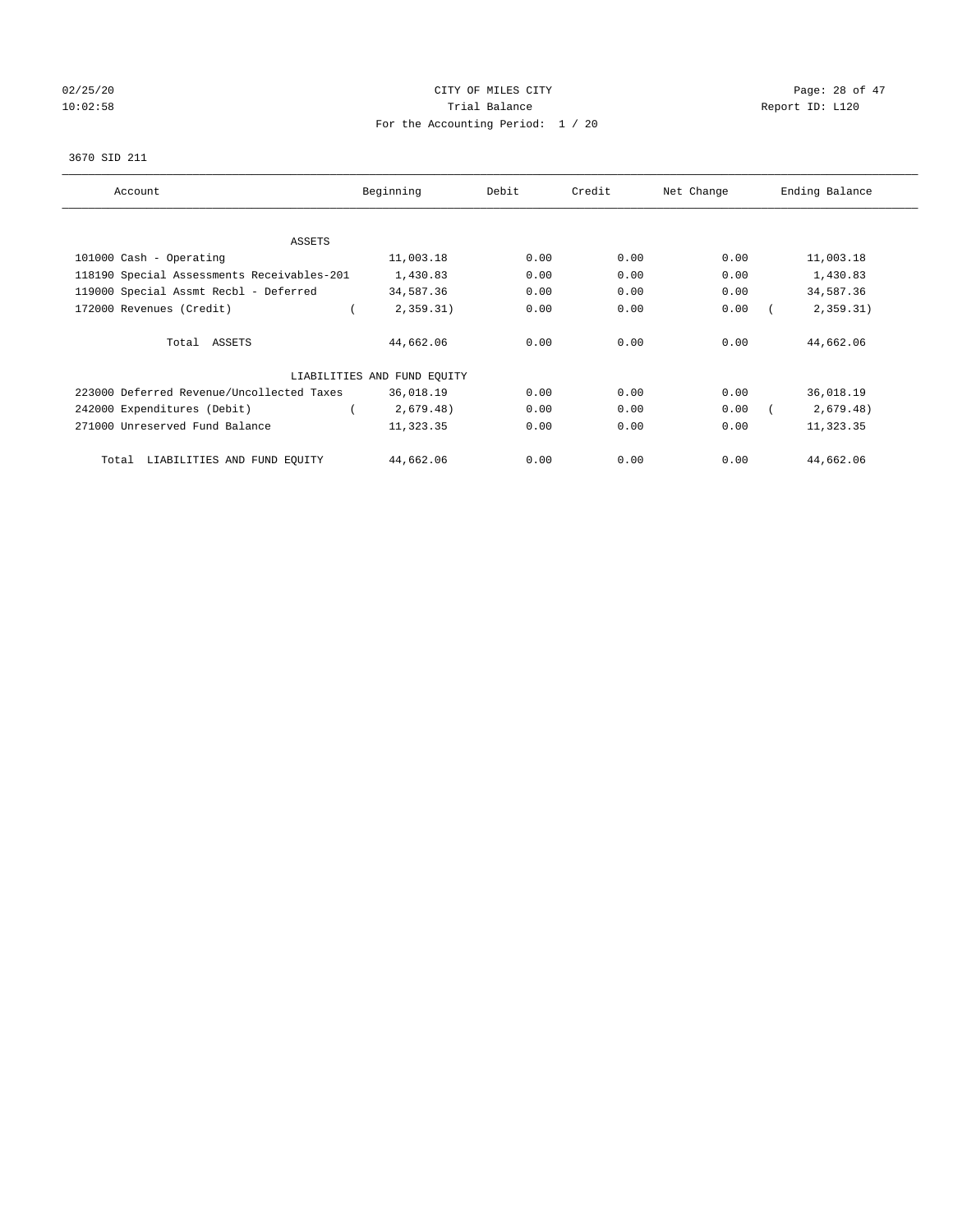CITY OF MILES CITY
Trial Balance
For the Accounting Period: 1 / 20

3670 SID 211

| Account | Beginning | Debit | Credit | Net Change | Ending Balance |
|---|---|---|---|---|---|
| ASSETS | | | | | |
| 101000 Cash - Operating | 11,003.18 | 0.00 | 0.00 | 0.00 | 11,003.18 |
| 118190 Special Assessments Receivables-201 | 1,430.83 | 0.00 | 0.00 | 0.00 | 1,430.83 |
| 119000 Special Assmt Recbl - Deferred | 34,587.36 | 0.00 | 0.00 | 0.00 | 34,587.36 |
| 172000 Revenues (Credit) | ( 2,359.31) | 0.00 | 0.00 | 0.00 | ( 2,359.31) |
| Total ASSETS | 44,662.06 | 0.00 | 0.00 | 0.00 | 44,662.06 |
| LIABILITIES AND FUND EQUITY | | | | | |
| 223000 Deferred Revenue/Uncollected Taxes | 36,018.19 | 0.00 | 0.00 | 0.00 | 36,018.19 |
| 242000 Expenditures (Debit) | ( 2,679.48) | 0.00 | 0.00 | 0.00 | ( 2,679.48) |
| 271000 Unreserved Fund Balance | 11,323.35 | 0.00 | 0.00 | 0.00 | 11,323.35 |
| Total LIABILITIES AND FUND EQUITY | 44,662.06 | 0.00 | 0.00 | 0.00 | 44,662.06 |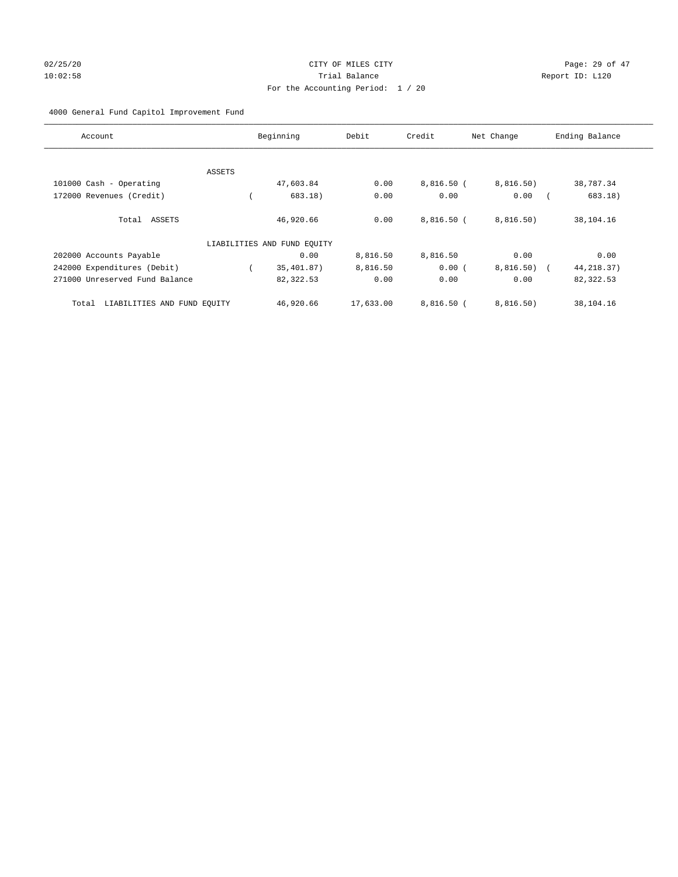CITY OF MILES CITY
Trial Balance
For the Accounting Period: 1 / 20

4000 General Fund Capitol Improvement Fund

| Account | Beginning | Debit | Credit | Net Change | Ending Balance |
|---|---|---|---|---|---|
| ASSETS | | | | | |
| 101000 Cash - Operating | 47,603.84 | 0.00 | 8,816.50 | ( 8,816.50) | 38,787.34 |
| 172000 Revenues (Credit) | ( 683.18) | 0.00 | 0.00 | 0.00 | ( 683.18) |
| Total ASSETS | 46,920.66 | 0.00 | 8,816.50 | ( 8,816.50) | 38,104.16 |
| LIABILITIES AND FUND EQUITY | | | | | |
| 202000 Accounts Payable | 0.00 | 8,816.50 | 8,816.50 | 0.00 | 0.00 |
| 242000 Expenditures (Debit) | ( 35,401.87) | 8,816.50 | 0.00 | ( 8,816.50) | ( 44,218.37) |
| 271000 Unreserved Fund Balance | 82,322.53 | 0.00 | 0.00 | 0.00 | 82,322.53 |
| Total LIABILITIES AND FUND EQUITY | 46,920.66 | 17,633.00 | 8,816.50 | ( 8,816.50) | 38,104.16 |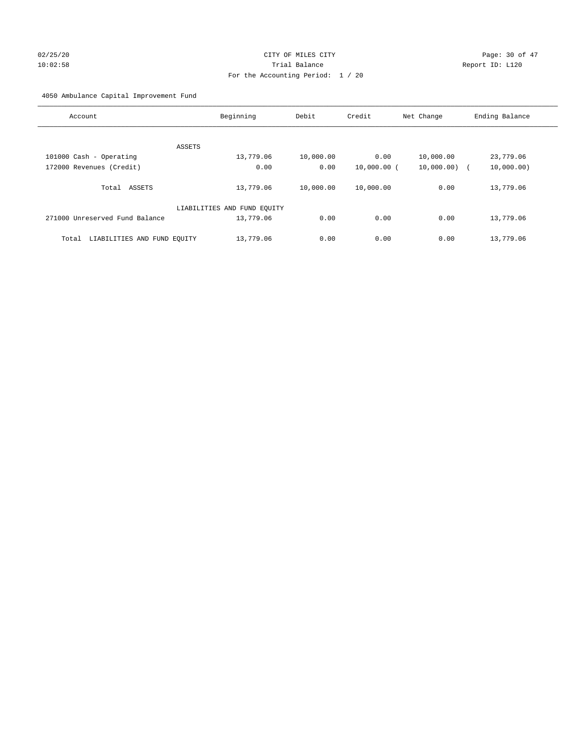CITY OF MILES CITY
Trial Balance
For the Accounting Period: 1 / 20

02/25/20
10:02:58

Report ID: L120

4050 Ambulance Capital Improvement Fund

| Account | Beginning | Debit | Credit | Net Change | Ending Balance |
|---|---|---|---|---|---|
| ASSETS | | | | | |
| 101000 Cash - Operating | 13,779.06 | 10,000.00 | 0.00 | 10,000.00 | 23,779.06 |
| 172000 Revenues (Credit) | 0.00 | 0.00 | 10,000.00 | (10,000.00) | (10,000.00) |
| Total ASSETS | 13,779.06 | 10,000.00 | 10,000.00 | 0.00 | 13,779.06 |
| LIABILITIES AND FUND EQUITY | | | | | |
| 271000 Unreserved Fund Balance | 13,779.06 | 0.00 | 0.00 | 0.00 | 13,779.06 |
| Total LIABILITIES AND FUND EQUITY | 13,779.06 | 0.00 | 0.00 | 0.00 | 13,779.06 |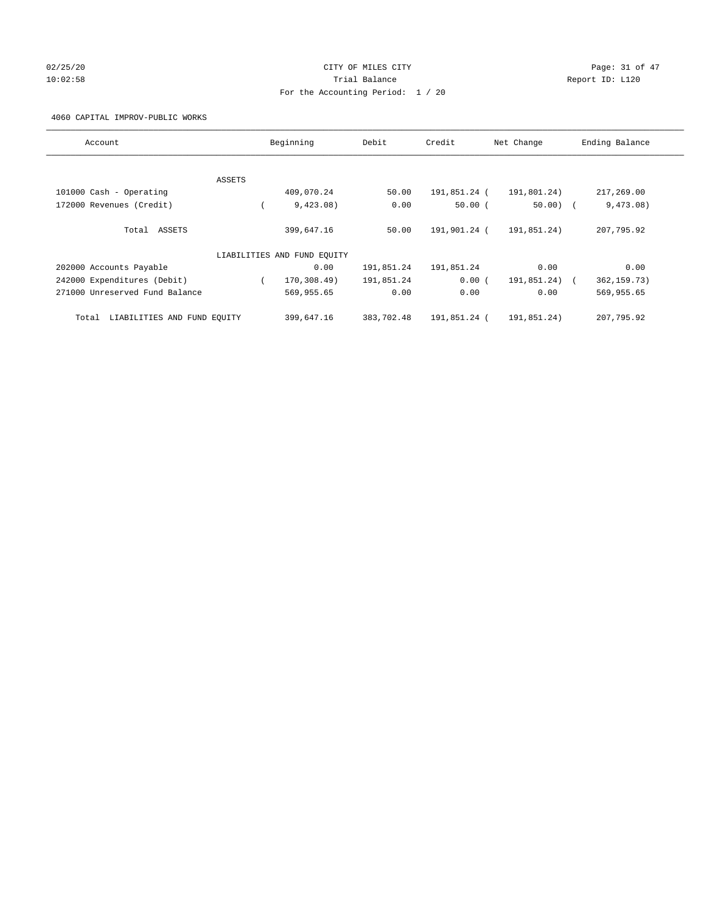CITY OF MILES CITY
Trial Balance
For the Accounting Period: 1 / 20

02/25/20
10:02:58

Report ID: L120

4060 CAPITAL IMPROV-PUBLIC WORKS

| Account | Beginning | Debit | Credit | Net Change | Ending Balance |
|---|---|---|---|---|---|
| ASSETS | | | | | |
| 101000 Cash - Operating | 409,070.24 | 50.00 | 191,851.24 | ( 191,801.24) | 217,269.00 |
| 172000 Revenues (Credit) | ( 9,423.08) | 0.00 | 50.00 | ( 50.00) | ( 9,473.08) |
| Total ASSETS | 399,647.16 | 50.00 | 191,901.24 | ( 191,851.24) | 207,795.92 |
| LIABILITIES AND FUND EQUITY | | | | | |
| 202000 Accounts Payable | 0.00 | 191,851.24 | 191,851.24 | 0.00 | 0.00 |
| 242000 Expenditures (Debit) | ( 170,308.49) | 191,851.24 | 0.00 | ( 191,851.24) | ( 362,159.73) |
| 271000 Unreserved Fund Balance | 569,955.65 | 0.00 | 0.00 | 0.00 | 569,955.65 |
| Total LIABILITIES AND FUND EQUITY | 399,647.16 | 383,702.48 | 191,851.24 | ( 191,851.24) | 207,795.92 |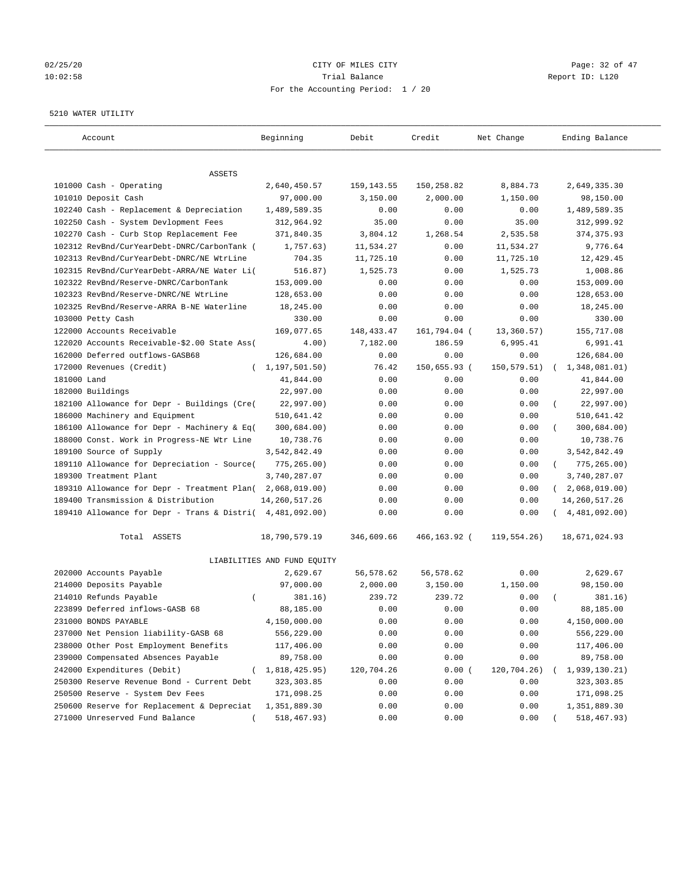CITY OF MILES CITY
Trial Balance
For the Accounting Period: 1 / 20

02/25/20
10:02:58

Report ID: L120

5210 WATER UTILITY

| Account | Beginning | Debit | Credit | Net Change | Ending Balance |
|---|---|---|---|---|---|
| ASSETS | | | | | |
| 101000 Cash - Operating | 2,640,450.57 | 159,143.55 | 150,258.82 | 8,884.73 | 2,649,335.30 |
| 101010 Deposit Cash | 97,000.00 | 3,150.00 | 2,000.00 | 1,150.00 | 98,150.00 |
| 102240 Cash - Replacement & Depreciation | 1,489,589.35 | 0.00 | 0.00 | 0.00 | 1,489,589.35 |
| 102250 Cash - System Devlopment Fees | 312,964.92 | 35.00 | 0.00 | 35.00 | 312,999.92 |
| 102270 Cash - Curb Stop Replacement Fee | 371,840.35 | 3,804.12 | 1,268.54 | 2,535.58 | 374,375.93 |
| 102312 RevBnd/CurYearDebt-DNRC/CarbonTank ( | 1,757.63) | 11,534.27 | 0.00 | 11,534.27 | 9,776.64 |
| 102313 RevBnd/CurYearDebt-DNRC/NE WtrLine | 704.35 | 11,725.10 | 0.00 | 11,725.10 | 12,429.45 |
| 102315 RevBnd/CurYearDebt-ARRA/NE Water Li( | 516.87) | 1,525.73 | 0.00 | 1,525.73 | 1,008.86 |
| 102322 RevBnd/Reserve-DNRC/CarbonTank | 153,009.00 | 0.00 | 0.00 | 0.00 | 153,009.00 |
| 102323 RevBnd/Reserve-DNRC/NE WtrLine | 128,653.00 | 0.00 | 0.00 | 0.00 | 128,653.00 |
| 102325 RevBnd/Reserve-ARRA B-NE Waterline | 18,245.00 | 0.00 | 0.00 | 0.00 | 18,245.00 |
| 103000 Petty Cash | 330.00 | 0.00 | 0.00 | 0.00 | 330.00 |
| 122000 Accounts Receivable | 169,077.65 | 148,433.47 | 161,794.04 ( | 13,360.57) | 155,717.08 |
| 122020 Accounts Receivable-$2.00 State Ass( | 4.00) | 7,182.00 | 186.59 | 6,995.41 | 6,991.41 |
| 162000 Deferred outflows-GASB68 | 126,684.00 | 0.00 | 0.00 | 0.00 | 126,684.00 |
| 172000 Revenues (Credit) | ( 1,197,501.50) | 76.42 | 150,655.93 ( | 150,579.51) | ( 1,348,081.01) |
| 181000 Land | 41,844.00 | 0.00 | 0.00 | 0.00 | 41,844.00 |
| 182000 Buildings | 22,997.00 | 0.00 | 0.00 | 0.00 | 22,997.00 |
| 182100 Allowance for Depr - Buildings (Cre( | 22,997.00) | 0.00 | 0.00 | 0.00 | ( 22,997.00) |
| 186000 Machinery and Equipment | 510,641.42 | 0.00 | 0.00 | 0.00 | 510,641.42 |
| 186100 Allowance for Depr - Machinery & Eq( | 300,684.00) | 0.00 | 0.00 | 0.00 | ( 300,684.00) |
| 188000 Const. Work in Progress-NE Wtr Line | 10,738.76 | 0.00 | 0.00 | 0.00 | 10,738.76 |
| 189100 Source of Supply | 3,542,842.49 | 0.00 | 0.00 | 0.00 | 3,542,842.49 |
| 189110 Allowance for Depreciation - Source( | 775,265.00) | 0.00 | 0.00 | 0.00 | ( 775,265.00) |
| 189300 Treatment Plant | 3,740,287.07 | 0.00 | 0.00 | 0.00 | 3,740,287.07 |
| 189310 Allowance for Depr - Treatment Plan( | 2,068,019.00) | 0.00 | 0.00 | 0.00 | ( 2,068,019.00) |
| 189400 Transmission & Distribution | 14,260,517.26 | 0.00 | 0.00 | 0.00 | 14,260,517.26 |
| 189410 Allowance for Depr - Trans & Distri( | 4,481,092.00) | 0.00 | 0.00 | 0.00 | ( 4,481,092.00) |
| Total ASSETS | 18,790,579.19 | 346,609.66 | 466,163.92 ( | 119,554.26) | 18,671,024.93 |
| LIABILITIES AND FUND EQUITY | | | | | |
| 202000 Accounts Payable | 2,629.67 | 56,578.62 | 56,578.62 | 0.00 | 2,629.67 |
| 214000 Deposits Payable | 97,000.00 | 2,000.00 | 3,150.00 | 1,150.00 | 98,150.00 |
| 214010 Refunds Payable | ( 381.16) | 239.72 | 239.72 | 0.00 | ( 381.16) |
| 223899 Deferred inflows-GASB 68 | 88,185.00 | 0.00 | 0.00 | 0.00 | 88,185.00 |
| 231000 BONDS PAYABLE | 4,150,000.00 | 0.00 | 0.00 | 0.00 | 4,150,000.00 |
| 237000 Net Pension liability-GASB 68 | 556,229.00 | 0.00 | 0.00 | 0.00 | 556,229.00 |
| 238000 Other Post Employment Benefits | 117,406.00 | 0.00 | 0.00 | 0.00 | 117,406.00 |
| 239000 Compensated Absences Payable | 89,758.00 | 0.00 | 0.00 | 0.00 | 89,758.00 |
| 242000 Expenditures (Debit) | ( 1,818,425.95) | 120,704.26 | 0.00 ( | 120,704.26) | ( 1,939,130.21) |
| 250300 Reserve Revenue Bond - Current Debt | 323,303.85 | 0.00 | 0.00 | 0.00 | 323,303.85 |
| 250500 Reserve - System Dev Fees | 171,098.25 | 0.00 | 0.00 | 0.00 | 171,098.25 |
| 250600 Reserve for Replacement & Depreciat | 1,351,889.30 | 0.00 | 0.00 | 0.00 | 1,351,889.30 |
| 271000 Unreserved Fund Balance | ( 518,467.93) | 0.00 | 0.00 | 0.00 | ( 518,467.93) |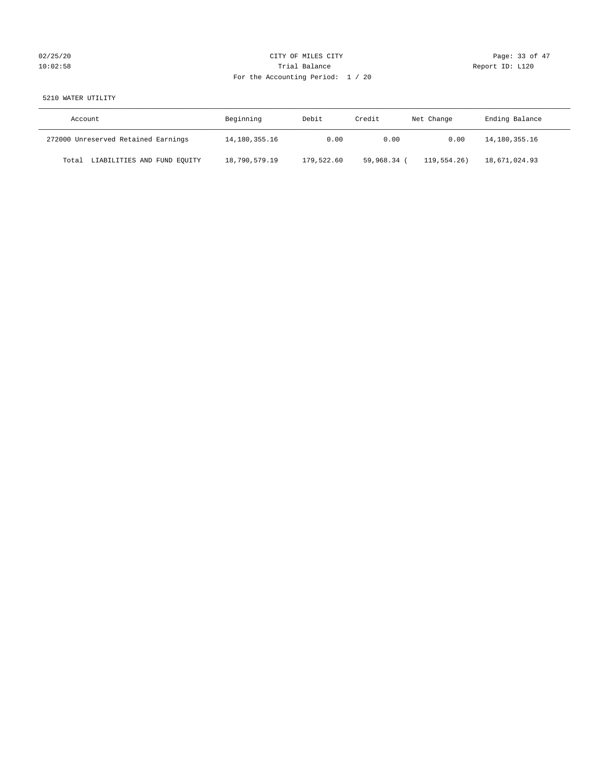CITY OF MILES CITY
Trial Balance
For the Accounting Period: 1 / 20

5210 WATER UTILITY

| Account | Beginning | Debit | Credit | Net Change | Ending Balance |
|---|---|---|---|---|---|
| 272000 Unreserved Retained Earnings | 14,180,355.16 | 0.00 | 0.00 | 0.00 | 14,180,355.16 |
| Total LIABILITIES AND FUND EQUITY | 18,790,579.19 | 179,522.60 | 59,968.34 | ( 119,554.26) | 18,671,024.93 |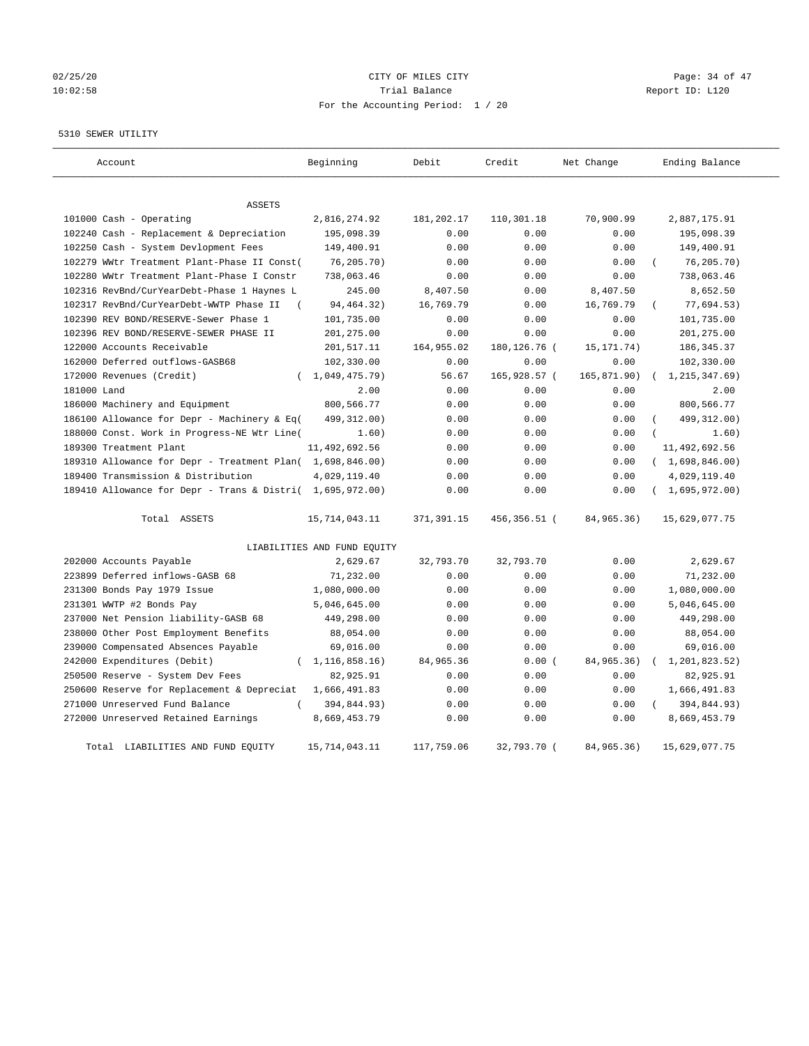CITY OF MILES CITY

Trial Balance

For the Accounting Period: 1 / 20

5310 SEWER UTILITY

| Account | Beginning | Debit | Credit | Net Change | Ending Balance |
|---|---|---|---|---|---|
| ASSETS | | | | | |
| 101000 Cash - Operating | 2,816,274.92 | 181,202.17 | 110,301.18 | 70,900.99 | 2,887,175.91 |
| 102240 Cash - Replacement & Depreciation | 195,098.39 | 0.00 | 0.00 | 0.00 | 195,098.39 |
| 102250 Cash - System Devlopment Fees | 149,400.91 | 0.00 | 0.00 | 0.00 | 149,400.91 |
| 102279 WWtr Treatment Plant-Phase II Const( | 76,205.70) | 0.00 | 0.00 | 0.00 | ( 76,205.70) |
| 102280 WWtr Treatment Plant-Phase I Constr | 738,063.46 | 0.00 | 0.00 | 0.00 | 738,063.46 |
| 102316 RevBnd/CurYearDebt-Phase 1 Haynes L | 245.00 | 8,407.50 | 0.00 | 8,407.50 | 8,652.50 |
| 102317 RevBnd/CurYearDebt-WWTP Phase II ( | 94,464.32) | 16,769.79 | 0.00 | 16,769.79 | ( 77,694.53) |
| 102390 REV BOND/RESERVE-Sewer Phase 1 | 101,735.00 | 0.00 | 0.00 | 0.00 | 101,735.00 |
| 102396 REV BOND/RESERVE-SEWER PHASE II | 201,275.00 | 0.00 | 0.00 | 0.00 | 201,275.00 |
| 122000 Accounts Receivable | 201,517.11 | 164,955.02 | 180,126.76 ( | 15,171.74) | 186,345.37 |
| 162000 Deferred outflows-GASB68 | 102,330.00 | 0.00 | 0.00 | 0.00 | 102,330.00 |
| 172000 Revenues (Credit) | ( 1,049,475.79) | 56.67 | 165,928.57 ( | 165,871.90) | ( 1,215,347.69) |
| 181000 Land | 2.00 | 0.00 | 0.00 | 0.00 | 2.00 |
| 186000 Machinery and Equipment | 800,566.77 | 0.00 | 0.00 | 0.00 | 800,566.77 |
| 186100 Allowance for Depr - Machinery & Eq( | 499,312.00) | 0.00 | 0.00 | 0.00 | ( 499,312.00) |
| 188000 Const. Work in Progress-NE Wtr Line( | 1.60) | 0.00 | 0.00 | 0.00 | ( 1.60) |
| 189300 Treatment Plant | 11,492,692.56 | 0.00 | 0.00 | 0.00 | 11,492,692.56 |
| 189310 Allowance for Depr - Treatment Plan( | 1,698,846.00) | 0.00 | 0.00 | 0.00 | ( 1,698,846.00) |
| 189400 Transmission & Distribution | 4,029,119.40 | 0.00 | 0.00 | 0.00 | 4,029,119.40 |
| 189410 Allowance for Depr - Trans & Distri( | 1,695,972.00) | 0.00 | 0.00 | 0.00 | ( 1,695,972.00) |
| Total ASSETS | 15,714,043.11 | 371,391.15 | 456,356.51 ( | 84,965.36) | 15,629,077.75 |
| LIABILITIES AND FUND EQUITY | | | | | |
| 202000 Accounts Payable | 2,629.67 | 32,793.70 | 32,793.70 | 0.00 | 2,629.67 |
| 223899 Deferred inflows-GASB 68 | 71,232.00 | 0.00 | 0.00 | 0.00 | 71,232.00 |
| 231300 Bonds Pay 1979 Issue | 1,080,000.00 | 0.00 | 0.00 | 0.00 | 1,080,000.00 |
| 231301 WWTP #2 Bonds Pay | 5,046,645.00 | 0.00 | 0.00 | 0.00 | 5,046,645.00 |
| 237000 Net Pension liability-GASB 68 | 449,298.00 | 0.00 | 0.00 | 0.00 | 449,298.00 |
| 238000 Other Post Employment Benefits | 88,054.00 | 0.00 | 0.00 | 0.00 | 88,054.00 |
| 239000 Compensated Absences Payable | 69,016.00 | 0.00 | 0.00 | 0.00 | 69,016.00 |
| 242000 Expenditures (Debit) | ( 1,116,858.16) | 84,965.36 | 0.00 ( | 84,965.36) | ( 1,201,823.52) |
| 250500 Reserve - System Dev Fees | 82,925.91 | 0.00 | 0.00 | 0.00 | 82,925.91 |
| 250600 Reserve for Replacement & Depreciat | 1,666,491.83 | 0.00 | 0.00 | 0.00 | 1,666,491.83 |
| 271000 Unreserved Fund Balance | ( 394,844.93) | 0.00 | 0.00 | 0.00 | ( 394,844.93) |
| 272000 Unreserved Retained Earnings | 8,669,453.79 | 0.00 | 0.00 | 0.00 | 8,669,453.79 |
| Total LIABILITIES AND FUND EQUITY | 15,714,043.11 | 117,759.06 | 32,793.70 ( | 84,965.36) | 15,629,077.75 |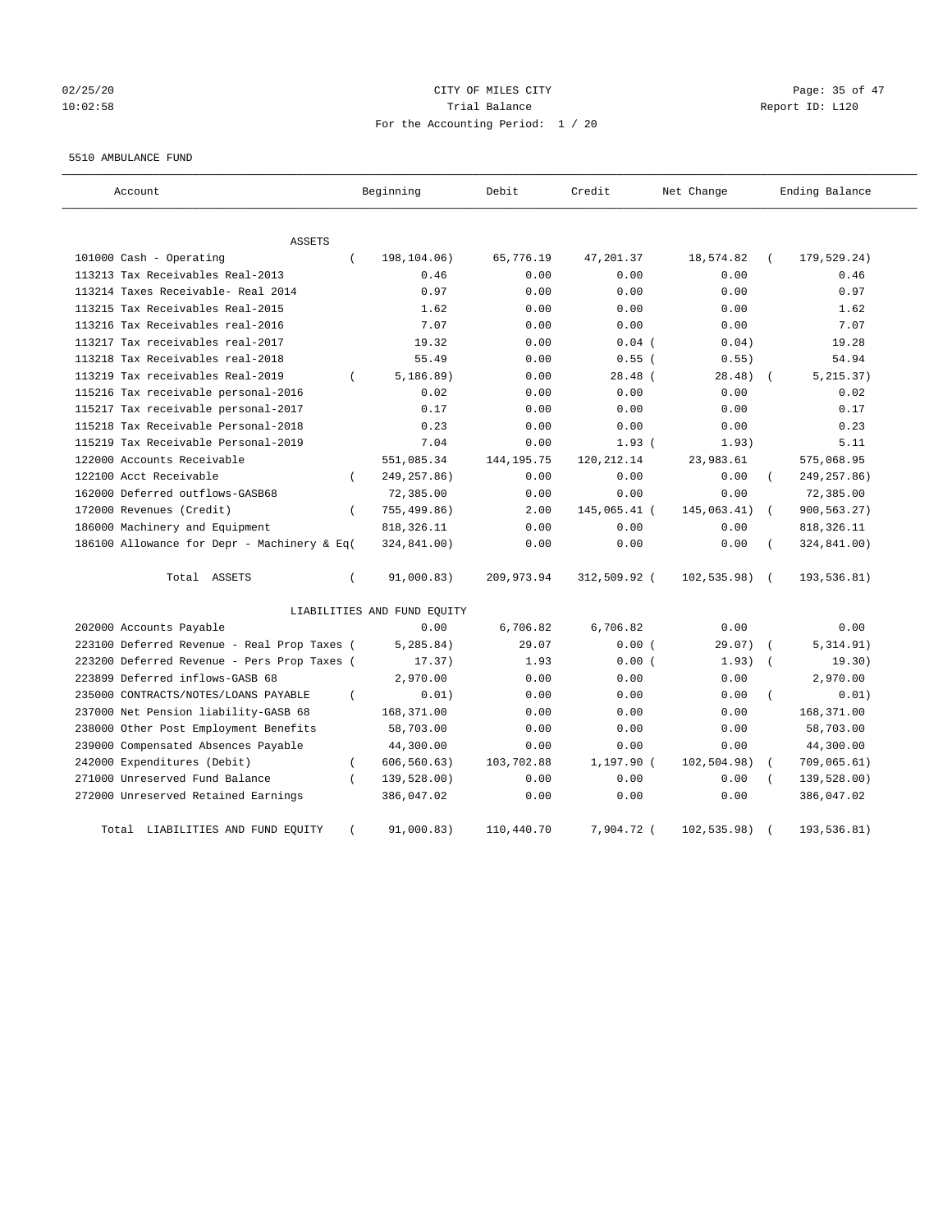CITY OF MILES CITY
Trial Balance
For the Accounting Period: 1 / 20

02/25/20
10:02:58

Report ID: L120

5510 AMBULANCE FUND

| Account | Beginning | Debit | Credit | Net Change | Ending Balance |
|---|---|---|---|---|---|
| ASSETS | | | | | |
| 101000 Cash - Operating | ( 198,104.06) | 65,776.19 | 47,201.37 | 18,574.82 | ( 179,529.24) |
| 113213 Tax Receivables Real-2013 | 0.46 | 0.00 | 0.00 | 0.00 | 0.46 |
| 113214 Taxes Receivable- Real 2014 | 0.97 | 0.00 | 0.00 | 0.00 | 0.97 |
| 113215 Tax Receivables Real-2015 | 1.62 | 0.00 | 0.00 | 0.00 | 1.62 |
| 113216 Tax Receivables real-2016 | 7.07 | 0.00 | 0.00 | 0.00 | 7.07 |
| 113217 Tax receivables real-2017 | 19.32 | 0.00 | 0.04 | ( 0.04) | 19.28 |
| 113218 Tax Receivables real-2018 | 55.49 | 0.00 | 0.55 | ( 0.55) | 54.94 |
| 113219 Tax receivables Real-2019 | ( 5,186.89) | 0.00 | 28.48 | ( 28.48) | ( 5,215.37) |
| 115216 Tax receivable personal-2016 | 0.02 | 0.00 | 0.00 | 0.00 | 0.02 |
| 115217 Tax receivable personal-2017 | 0.17 | 0.00 | 0.00 | 0.00 | 0.17 |
| 115218 Tax Receivable Personal-2018 | 0.23 | 0.00 | 0.00 | 0.00 | 0.23 |
| 115219 Tax Receivable Personal-2019 | 7.04 | 0.00 | 1.93 | ( 1.93) | 5.11 |
| 122000 Accounts Receivable | 551,085.34 | 144,195.75 | 120,212.14 | 23,983.61 | 575,068.95 |
| 122100 Acct Receivable | ( 249,257.86) | 0.00 | 0.00 | 0.00 | ( 249,257.86) |
| 162000 Deferred outflows-GASB68 | 72,385.00 | 0.00 | 0.00 | 0.00 | 72,385.00 |
| 172000 Revenues (Credit) | ( 755,499.86) | 2.00 | 145,065.41 | ( 145,063.41) | ( 900,563.27) |
| 186000 Machinery and Equipment | 818,326.11 | 0.00 | 0.00 | 0.00 | 818,326.11 |
| 186100 Allowance for Depr - Machinery & Eq | ( 324,841.00) | 0.00 | 0.00 | 0.00 | ( 324,841.00) |
| Total ASSETS | ( 91,000.83) | 209,973.94 | 312,509.92 | ( 102,535.98) | ( 193,536.81) |
| LIABILITIES AND FUND EQUITY | | | | | |
| 202000 Accounts Payable | 0.00 | 6,706.82 | 6,706.82 | 0.00 | 0.00 |
| 223100 Deferred Revenue - Real Prop Taxes | ( 5,285.84) | 29.07 | 0.00 | ( 29.07) | ( 5,314.91) |
| 223200 Deferred Revenue - Pers Prop Taxes | ( 17.37) | 1.93 | 0.00 | ( 1.93) | ( 19.30) |
| 223899 Deferred inflows-GASB 68 | 2,970.00 | 0.00 | 0.00 | 0.00 | 2,970.00 |
| 235000 CONTRACTS/NOTES/LOANS PAYABLE | ( 0.01) | 0.00 | 0.00 | 0.00 | ( 0.01) |
| 237000 Net Pension liability-GASB 68 | 168,371.00 | 0.00 | 0.00 | 0.00 | 168,371.00 |
| 238000 Other Post Employment Benefits | 58,703.00 | 0.00 | 0.00 | 0.00 | 58,703.00 |
| 239000 Compensated Absences Payable | 44,300.00 | 0.00 | 0.00 | 0.00 | 44,300.00 |
| 242000 Expenditures (Debit) | ( 606,560.63) | 103,702.88 | 1,197.90 | ( 102,504.98) | ( 709,065.61) |
| 271000 Unreserved Fund Balance | ( 139,528.00) | 0.00 | 0.00 | 0.00 | ( 139,528.00) |
| 272000 Unreserved Retained Earnings | 386,047.02 | 0.00 | 0.00 | 0.00 | 386,047.02 |
| Total LIABILITIES AND FUND EQUITY | ( 91,000.83) | 110,440.70 | 7,904.72 | ( 102,535.98) | ( 193,536.81) |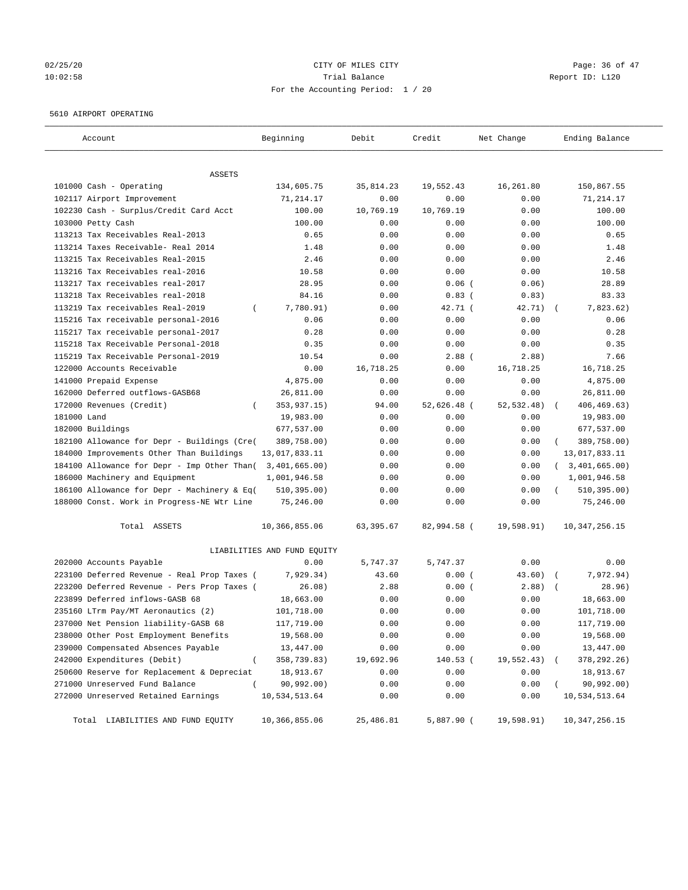CITY OF MILES CITY
Trial Balance
For the Accounting Period: 1 / 20

02/25/20 10:02:58 — Report ID: L120

5610 AIRPORT OPERATING

| Account | Beginning | Debit | Credit | Net Change | Ending Balance |
|---|---|---|---|---|---|
| ASSETS | | | | | |
| 101000 Cash - Operating | 134,605.75 | 35,814.23 | 19,552.43 | 16,261.80 | 150,867.55 |
| 102117 Airport Improvement | 71,214.17 | 0.00 | 0.00 | 0.00 | 71,214.17 |
| 102230 Cash - Surplus/Credit Card Acct | 100.00 | 10,769.19 | 10,769.19 | 0.00 | 100.00 |
| 103000 Petty Cash | 100.00 | 0.00 | 0.00 | 0.00 | 100.00 |
| 113213 Tax Receivables Real-2013 | 0.65 | 0.00 | 0.00 | 0.00 | 0.65 |
| 113214 Taxes Receivable- Real 2014 | 1.48 | 0.00 | 0.00 | 0.00 | 1.48 |
| 113215 Tax Receivables Real-2015 | 2.46 | 0.00 | 0.00 | 0.00 | 2.46 |
| 113216 Tax Receivables real-2016 | 10.58 | 0.00 | 0.00 | 0.00 | 10.58 |
| 113217 Tax receivables real-2017 | 28.95 | 0.00 | 0.06 | (0.06) | 28.89 |
| 113218 Tax Receivables real-2018 | 84.16 | 0.00 | 0.83 | (0.83) | 83.33 |
| 113219 Tax receivables Real-2019 | (7,780.91) | 0.00 | 42.71 | (42.71) | (7,823.62) |
| 115216 Tax receivable personal-2016 | 0.06 | 0.00 | 0.00 | 0.00 | 0.06 |
| 115217 Tax receivable personal-2017 | 0.28 | 0.00 | 0.00 | 0.00 | 0.28 |
| 115218 Tax Receivable Personal-2018 | 0.35 | 0.00 | 0.00 | 0.00 | 0.35 |
| 115219 Tax Receivable Personal-2019 | 10.54 | 0.00 | 2.88 | (2.88) | 7.66 |
| 122000 Accounts Receivable | 0.00 | 16,718.25 | 0.00 | 16,718.25 | 16,718.25 |
| 141000 Prepaid Expense | 4,875.00 | 0.00 | 0.00 | 0.00 | 4,875.00 |
| 162000 Deferred outflows-GASB68 | 26,811.00 | 0.00 | 0.00 | 0.00 | 26,811.00 |
| 172000 Revenues (Credit) | (353,937.15) | 94.00 | 52,626.48 | (52,532.48) | (406,469.63) |
| 181000 Land | 19,983.00 | 0.00 | 0.00 | 0.00 | 19,983.00 |
| 182000 Buildings | 677,537.00 | 0.00 | 0.00 | 0.00 | 677,537.00 |
| 182100 Allowance for Depr - Buildings (Cre( | 389,758.00) | 0.00 | 0.00 | 0.00 | (389,758.00) |
| 184000 Improvements Other Than Buildings | 13,017,833.11 | 0.00 | 0.00 | 0.00 | 13,017,833.11 |
| 184100 Allowance for Depr - Imp Other Than( | 3,401,665.00) | 0.00 | 0.00 | 0.00 | (3,401,665.00) |
| 186000 Machinery and Equipment | 1,001,946.58 | 0.00 | 0.00 | 0.00 | 1,001,946.58 |
| 186100 Allowance for Depr - Machinery & Eq( | 510,395.00) | 0.00 | 0.00 | 0.00 | (510,395.00) |
| 188000 Const. Work in Progress-NE Wtr Line | 75,246.00 | 0.00 | 0.00 | 0.00 | 75,246.00 |
| Total ASSETS | 10,366,855.06 | 63,395.67 | 82,994.58 | (19,598.91) | 10,347,256.15 |
| LIABILITIES AND FUND EQUITY | | | | | |
| 202000 Accounts Payable | 0.00 | 5,747.37 | 5,747.37 | 0.00 | 0.00 |
| 223100 Deferred Revenue - Real Prop Taxes ( | 7,929.34) | 43.60 | 0.00 | (43.60) | (7,972.94) |
| 223200 Deferred Revenue - Pers Prop Taxes ( | 26.08) | 2.88 | 0.00 | (2.88) | (28.96) |
| 223899 Deferred inflows-GASB 68 | 18,663.00 | 0.00 | 0.00 | 0.00 | 18,663.00 |
| 235160 LTrm Pay/MT Aeronautics (2) | 101,718.00 | 0.00 | 0.00 | 0.00 | 101,718.00 |
| 237000 Net Pension liability-GASB 68 | 117,719.00 | 0.00 | 0.00 | 0.00 | 117,719.00 |
| 238000 Other Post Employment Benefits | 19,568.00 | 0.00 | 0.00 | 0.00 | 19,568.00 |
| 239000 Compensated Absences Payable | 13,447.00 | 0.00 | 0.00 | 0.00 | 13,447.00 |
| 242000 Expenditures (Debit) | (358,739.83) | 19,692.96 | 140.53 | (19,552.43) | (378,292.26) |
| 250600 Reserve for Replacement & Depreciat | 18,913.67 | 0.00 | 0.00 | 0.00 | 18,913.67 |
| 271000 Unreserved Fund Balance | (90,992.00) | 0.00 | 0.00 | 0.00 | (90,992.00) |
| 272000 Unreserved Retained Earnings | 10,534,513.64 | 0.00 | 0.00 | 0.00 | 10,534,513.64 |
| Total LIABILITIES AND FUND EQUITY | 10,366,855.06 | 25,486.81 | 5,887.90 | (19,598.91) | 10,347,256.15 |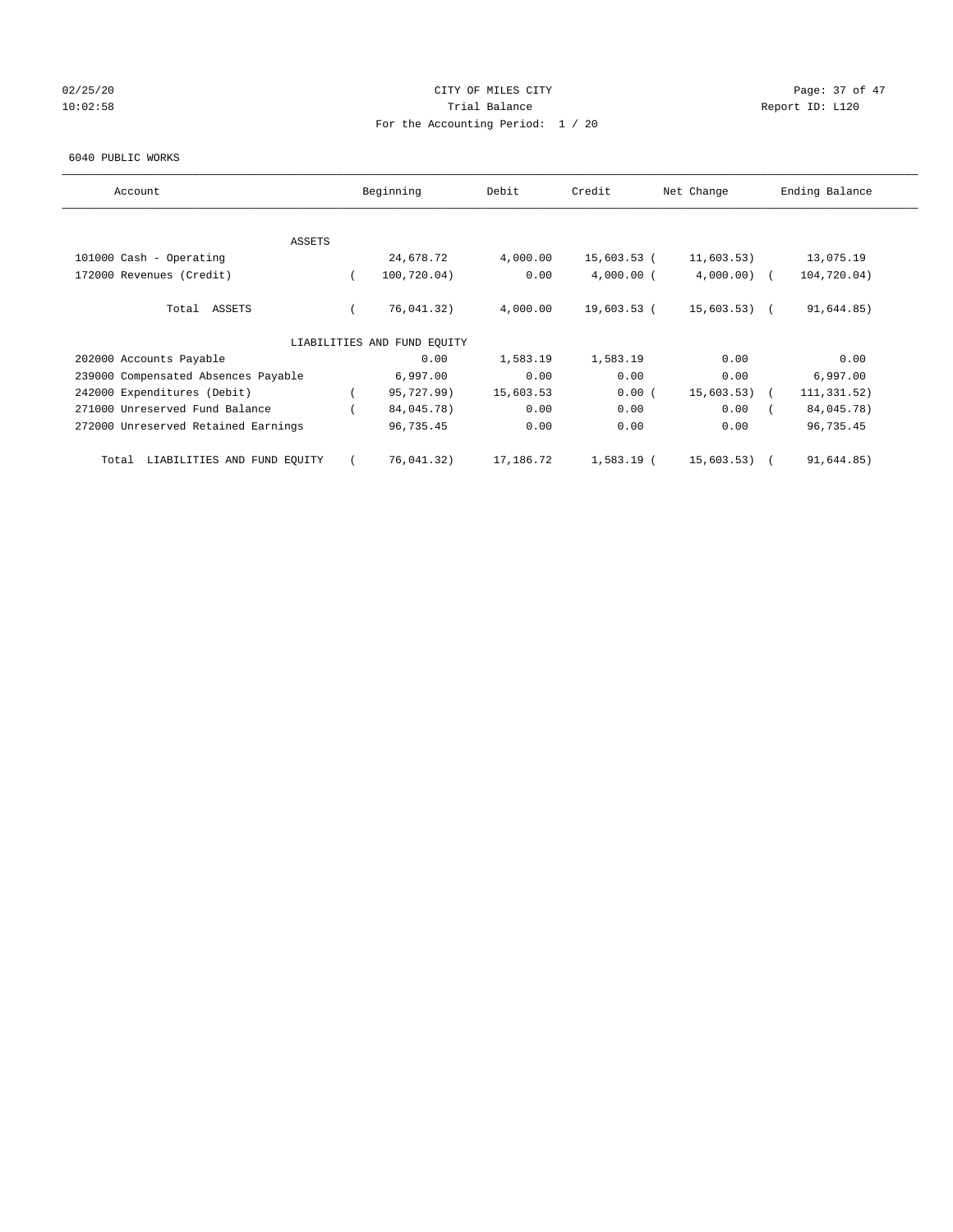CITY OF MILES CITY
Trial Balance
For the Accounting Period: 1 / 20

02/25/20
10:02:58

Report ID: L120

6040 PUBLIC WORKS

| Account | Beginning | Debit | Credit | Net Change | Ending Balance |
|---|---|---|---|---|---|
| ASSETS | | | | | |
| 101000 Cash - Operating | 24,678.72 | 4,000.00 | 15,603.53 | ( 11,603.53) | 13,075.19 |
| 172000 Revenues (Credit) | ( 100,720.04) | 0.00 | 4,000.00 | ( 4,000.00) | ( 104,720.04) |
| Total ASSETS | ( 76,041.32) | 4,000.00 | 19,603.53 | ( 15,603.53) | ( 91,644.85) |
| LIABILITIES AND FUND EQUITY | | | | | |
| 202000 Accounts Payable | 0.00 | 1,583.19 | 1,583.19 | 0.00 | 0.00 |
| 239000 Compensated Absences Payable | 6,997.00 | 0.00 | 0.00 | 0.00 | 6,997.00 |
| 242000 Expenditures (Debit) | ( 95,727.99) | 15,603.53 | 0.00 | ( 15,603.53) | ( 111,331.52) |
| 271000 Unreserved Fund Balance | ( 84,045.78) | 0.00 | 0.00 | 0.00 | ( 84,045.78) |
| 272000 Unreserved Retained Earnings | 96,735.45 | 0.00 | 0.00 | 0.00 | 96,735.45 |
| Total LIABILITIES AND FUND EQUITY | ( 76,041.32) | 17,186.72 | 1,583.19 | ( 15,603.53) | ( 91,644.85) |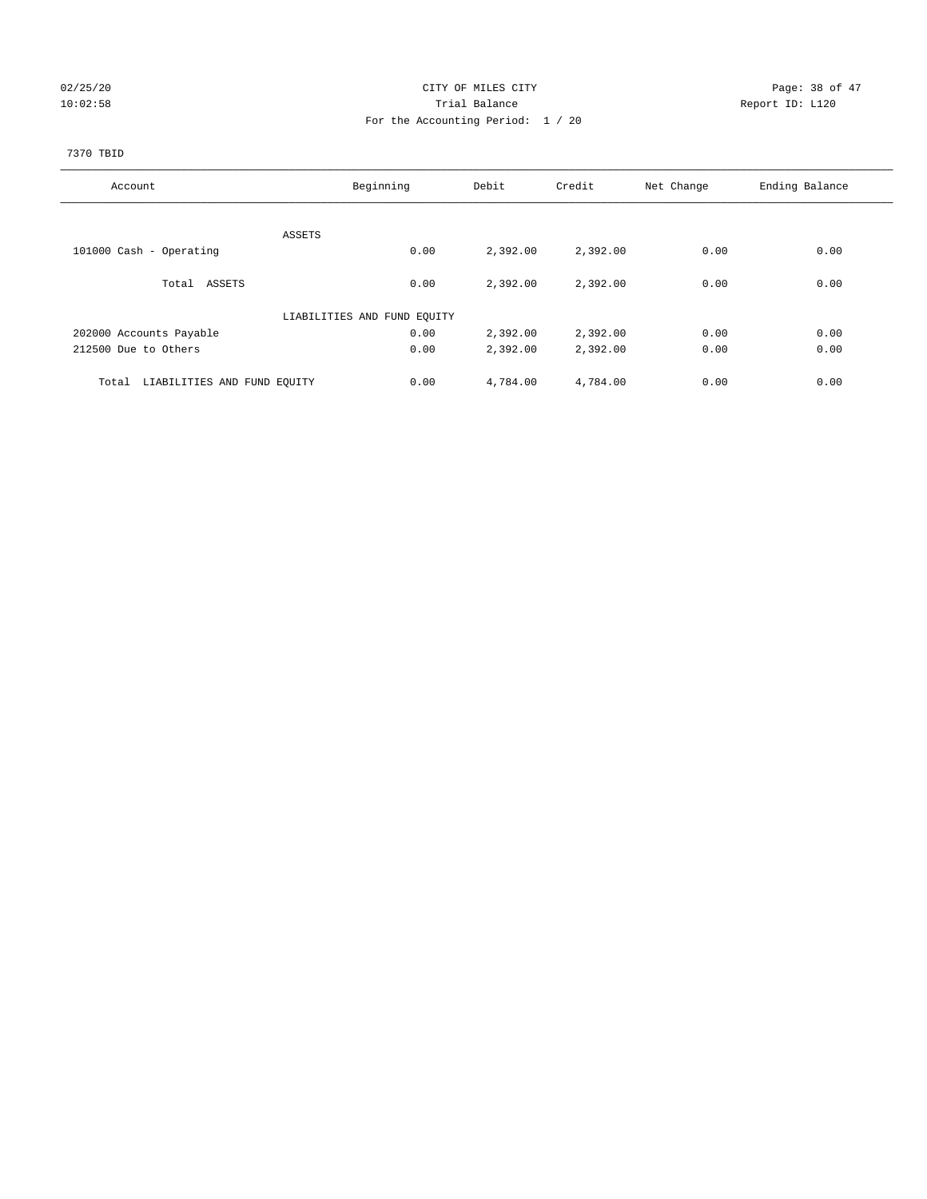# CITY OF MILES CITY

## Trial Balance

02/25/20
10:02:58

Report ID: L120

For the Accounting Period: 1 / 20

7370 TBID

| Account | Beginning | Debit | Credit | Net Change | Ending Balance |
|---|---|---|---|---|---|
| ASSETS | | | | | |
| 101000 Cash - Operating | 0.00 | 2,392.00 | 2,392.00 | 0.00 | 0.00 |
| Total ASSETS | 0.00 | 2,392.00 | 2,392.00 | 0.00 | 0.00 |
| LIABILITIES AND FUND EQUITY | | | | | |
| 202000 Accounts Payable | 0.00 | 2,392.00 | 2,392.00 | 0.00 | 0.00 |
| 212500 Due to Others | 0.00 | 2,392.00 | 2,392.00 | 0.00 | 0.00 |
| Total LIABILITIES AND FUND EQUITY | 0.00 | 4,784.00 | 4,784.00 | 0.00 | 0.00 |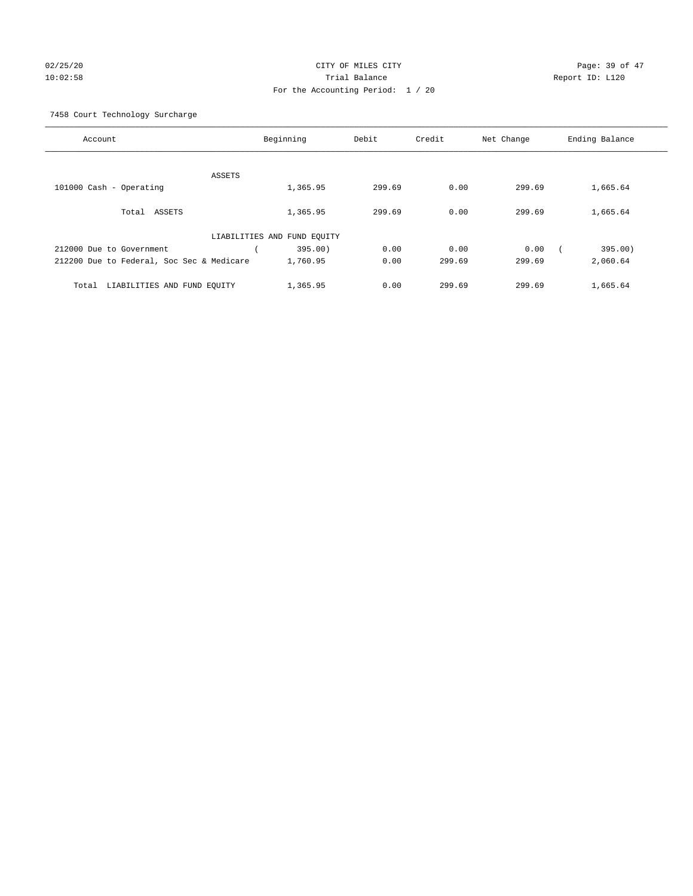CITY OF MILES CITY

Trial Balance

For the Accounting Period: 1 / 20

02/25/20 10:02:58 Report ID: L120

7458 Court Technology Surcharge

| Account | Beginning | Debit | Credit | Net Change | Ending Balance |
|---|---|---|---|---|---|
| ASSETS | | | | | |
| 101000 Cash - Operating | 1,365.95 | 299.69 | 0.00 | 299.69 | 1,665.64 |
| Total ASSETS | 1,365.95 | 299.69 | 0.00 | 299.69 | 1,665.64 |
| LIABILITIES AND FUND EQUITY | | | | | |
| 212000 Due to Government | ( 395.00) | 0.00 | 0.00 | 0.00 | ( 395.00) |
| 212200 Due to Federal, Soc Sec & Medicare | 1,760.95 | 0.00 | 299.69 | 299.69 | 2,060.64 |
| Total LIABILITIES AND FUND EQUITY | 1,365.95 | 0.00 | 299.69 | 299.69 | 1,665.64 |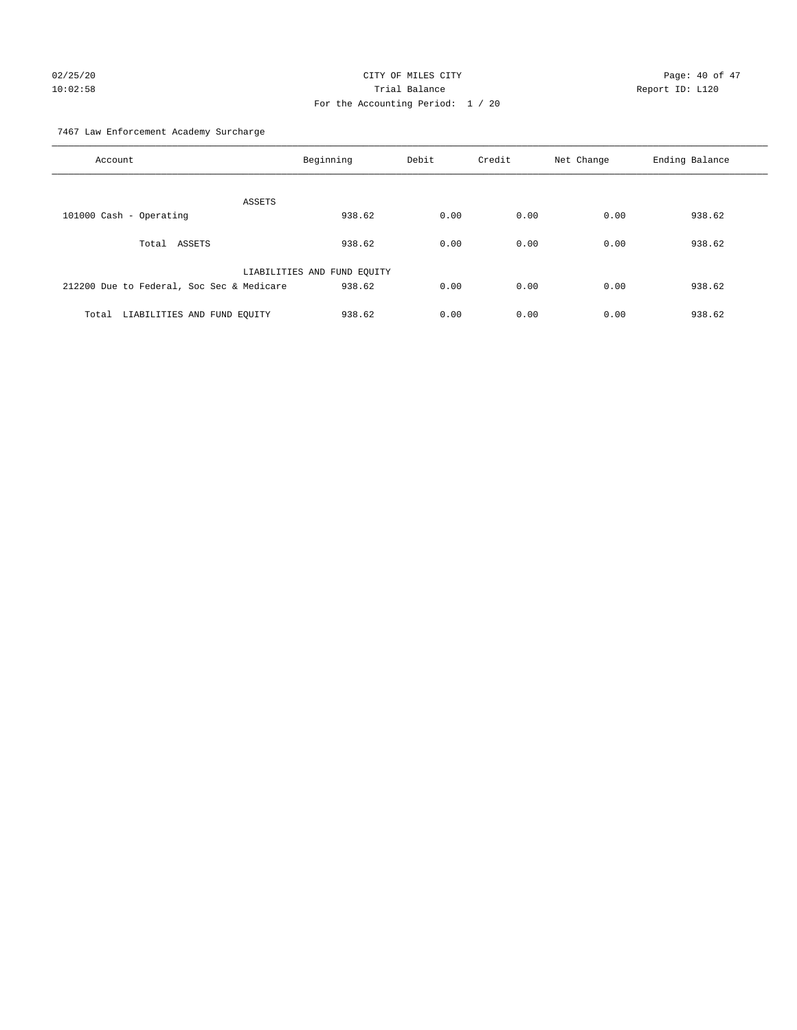CITY OF MILES CITY
Trial Balance
For the Accounting Period: 1 / 20

Report ID: L120

7467 Law Enforcement Academy Surcharge

| Account | Beginning | Debit | Credit | Net Change | Ending Balance |
|---|---|---|---|---|---|
| ASSETS | | | | | |
| 101000 Cash - Operating | 938.62 | 0.00 | 0.00 | 0.00 | 938.62 |
| Total ASSETS | 938.62 | 0.00 | 0.00 | 0.00 | 938.62 |
| LIABILITIES AND FUND EQUITY | | | | | |
| 212200 Due to Federal, Soc Sec & Medicare | 938.62 | 0.00 | 0.00 | 0.00 | 938.62 |
| Total LIABILITIES AND FUND EQUITY | 938.62 | 0.00 | 0.00 | 0.00 | 938.62 |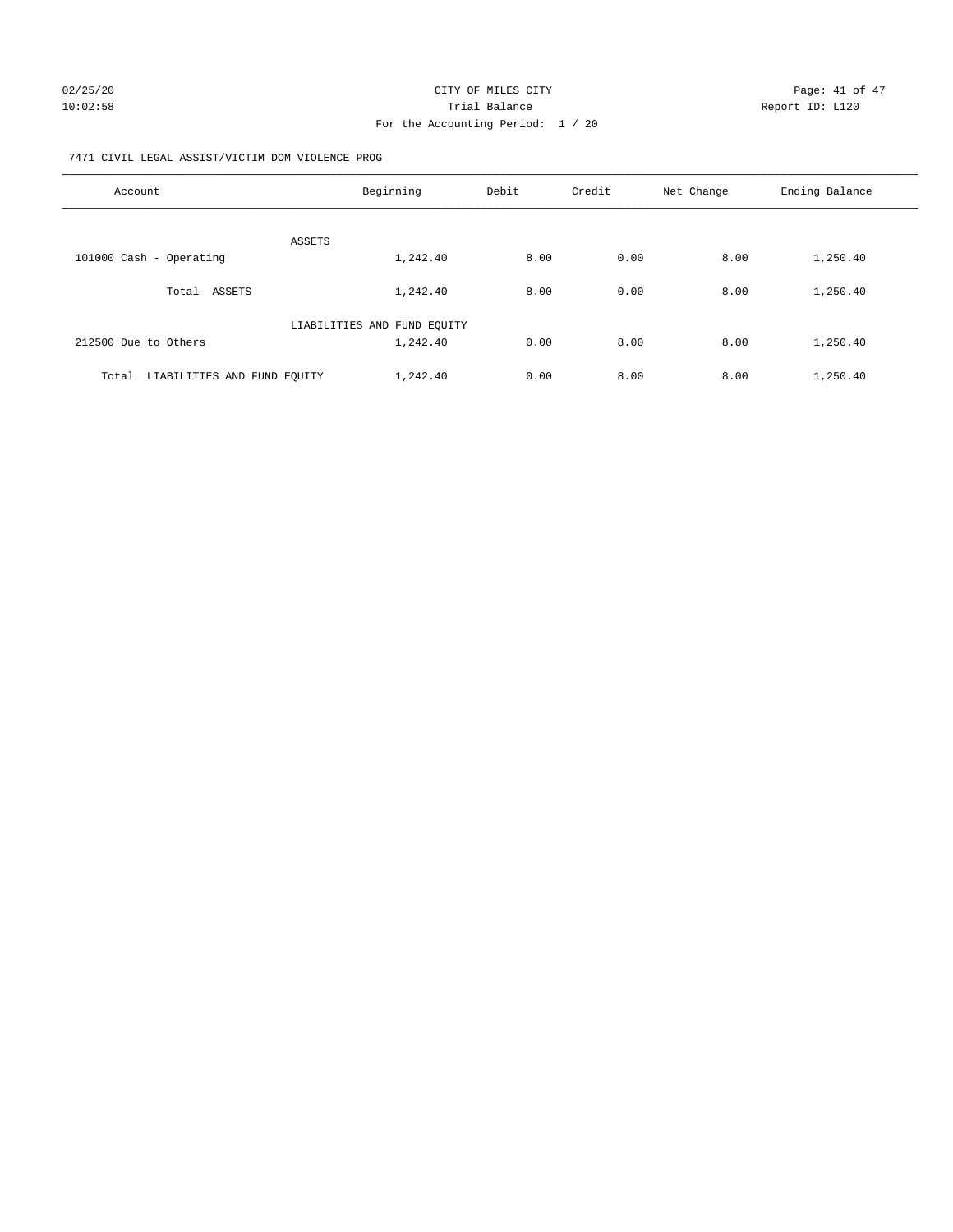CITY OF MILES CITY
Trial Balance
For the Accounting Period: 1 / 20

02/25/20
10:02:58

Report ID: L120

7471 CIVIL LEGAL ASSIST/VICTIM DOM VIOLENCE PROG

| Account | Beginning | Debit | Credit | Net Change | Ending Balance |
|---|---|---|---|---|---|
| ASSETS | | | | | |
| 101000 Cash - Operating | 1,242.40 | 8.00 | 0.00 | 8.00 | 1,250.40 |
| Total ASSETS | 1,242.40 | 8.00 | 0.00 | 8.00 | 1,250.40 |
| LIABILITIES AND FUND EQUITY | | | | | |
| 212500 Due to Others | 1,242.40 | 0.00 | 8.00 | 8.00 | 1,250.40 |
| Total LIABILITIES AND FUND EQUITY | 1,242.40 | 0.00 | 8.00 | 8.00 | 1,250.40 |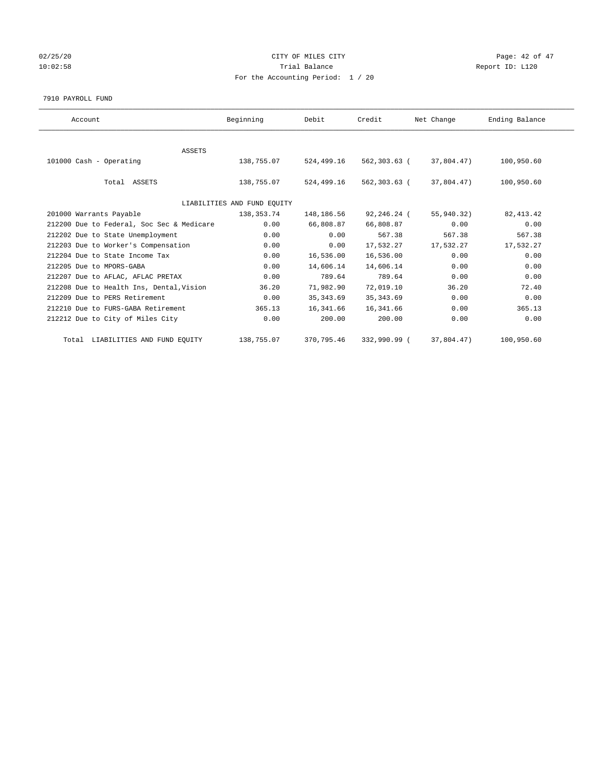CITY OF MILES CITY
Trial Balance
For the Accounting Period: 1 / 20

02/25/20
10:02:58

Report ID: L120

7910 PAYROLL FUND

| Account | Beginning | Debit | Credit | Net Change | Ending Balance |
|---|---|---|---|---|---|
| ASSETS | | | | | |
| 101000 Cash - Operating | 138,755.07 | 524,499.16 | 562,303.63 | ( 37,804.47) | 100,950.60 |
| Total ASSETS | 138,755.07 | 524,499.16 | 562,303.63 | ( 37,804.47) | 100,950.60 |
| LIABILITIES AND FUND EQUITY | | | | | |
| 201000 Warrants Payable | 138,353.74 | 148,186.56 | 92,246.24 | ( 55,940.32) | 82,413.42 |
| 212200 Due to Federal, Soc Sec & Medicare | 0.00 | 66,808.87 | 66,808.87 | 0.00 | 0.00 |
| 212202 Due to State Unemployment | 0.00 | 0.00 | 567.38 | 567.38 | 567.38 |
| 212203 Due to Worker's Compensation | 0.00 | 0.00 | 17,532.27 | 17,532.27 | 17,532.27 |
| 212204 Due to State Income Tax | 0.00 | 16,536.00 | 16,536.00 | 0.00 | 0.00 |
| 212205 Due to MPORS-GABA | 0.00 | 14,606.14 | 14,606.14 | 0.00 | 0.00 |
| 212207 Due to AFLAC, AFLAC PRETAX | 0.00 | 789.64 | 789.64 | 0.00 | 0.00 |
| 212208 Due to Health Ins, Dental,Vision | 36.20 | 71,982.90 | 72,019.10 | 36.20 | 72.40 |
| 212209 Due to PERS Retirement | 0.00 | 35,343.69 | 35,343.69 | 0.00 | 0.00 |
| 212210 Due to FURS-GABA Retirement | 365.13 | 16,341.66 | 16,341.66 | 0.00 | 365.13 |
| 212212 Due to City of Miles City | 0.00 | 200.00 | 200.00 | 0.00 | 0.00 |
| Total LIABILITIES AND FUND EQUITY | 138,755.07 | 370,795.46 | 332,990.99 | ( 37,804.47) | 100,950.60 |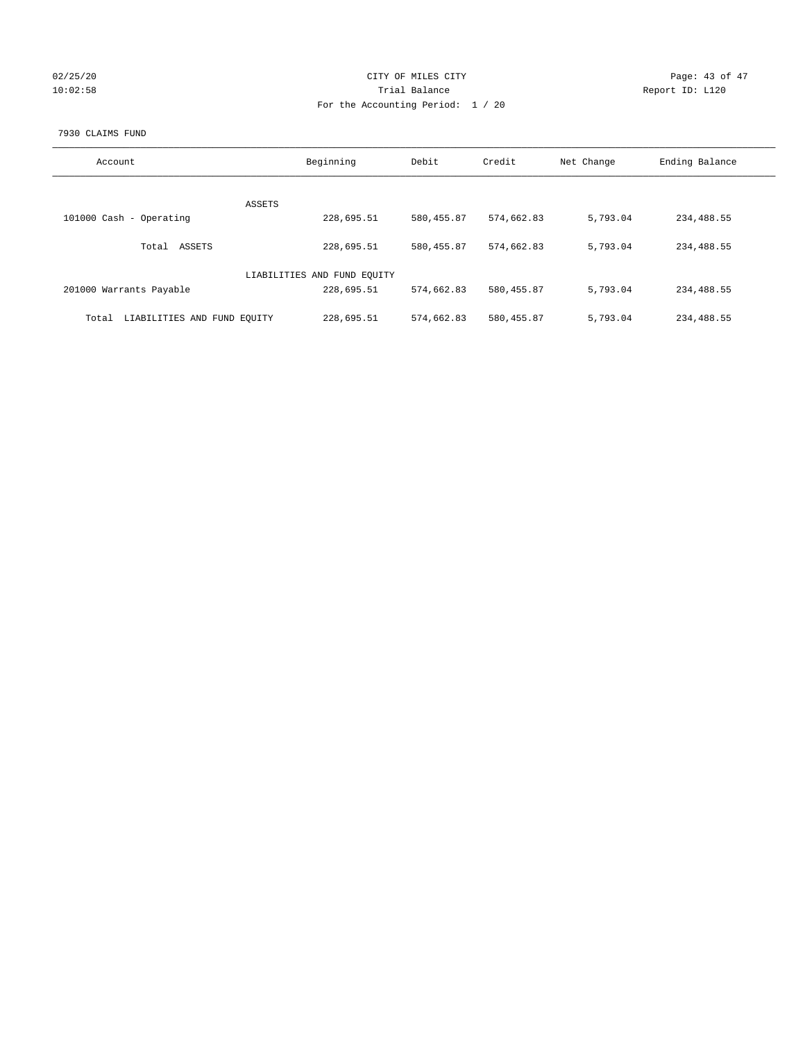CITY OF MILES CITY

Trial Balance

For the Accounting Period: 1 / 20

02/25/20 10:02:58

Report ID: L120

7930 CLAIMS FUND

| Account | Beginning | Debit | Credit | Net Change | Ending Balance |
|---|---|---|---|---|---|
| ASSETS | | | | | |
| 101000 Cash - Operating | 228,695.51 | 580,455.87 | 574,662.83 | 5,793.04 | 234,488.55 |
| Total ASSETS | 228,695.51 | 580,455.87 | 574,662.83 | 5,793.04 | 234,488.55 |
| LIABILITIES AND FUND EQUITY | | | | | |
| 201000 Warrants Payable | 228,695.51 | 574,662.83 | 580,455.87 | 5,793.04 | 234,488.55 |
| Total LIABILITIES AND FUND EQUITY | 228,695.51 | 574,662.83 | 580,455.87 | 5,793.04 | 234,488.55 |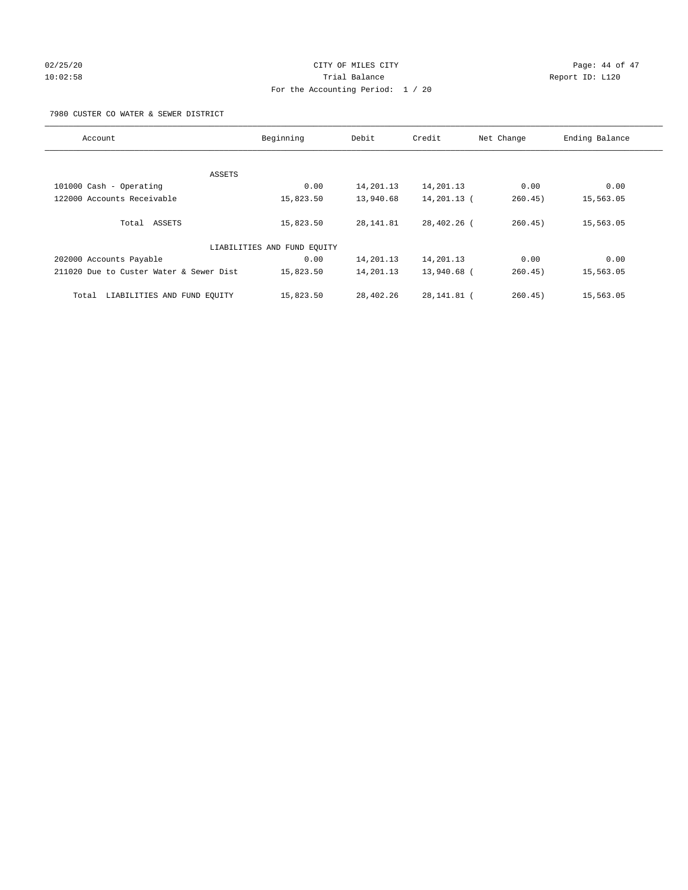CITY OF MILES CITY
Trial Balance
For the Accounting Period: 1 / 20

02/25/20
10:02:58

Report ID: L120

7980 CUSTER CO WATER & SEWER DISTRICT

| Account | Beginning | Debit | Credit | Net Change | Ending Balance |
|---|---|---|---|---|---|
| ASSETS | | | | | |
| 101000 Cash - Operating | 0.00 | 14,201.13 | 14,201.13 | 0.00 | 0.00 |
| 122000 Accounts Receivable | 15,823.50 | 13,940.68 | 14,201.13 | ( 260.45) | 15,563.05 |
| Total ASSETS | 15,823.50 | 28,141.81 | 28,402.26 | ( 260.45) | 15,563.05 |
| LIABILITIES AND FUND EQUITY | | | | | |
| 202000 Accounts Payable | 0.00 | 14,201.13 | 14,201.13 | 0.00 | 0.00 |
| 211020 Due to Custer Water & Sewer Dist | 15,823.50 | 14,201.13 | 13,940.68 | ( 260.45) | 15,563.05 |
| Total LIABILITIES AND FUND EQUITY | 15,823.50 | 28,402.26 | 28,141.81 | ( 260.45) | 15,563.05 |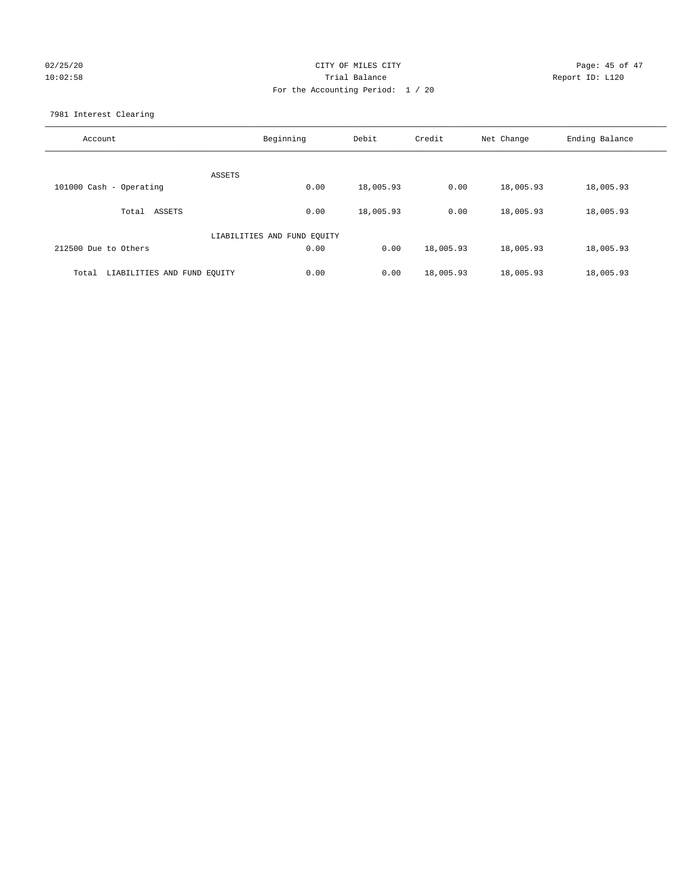CITY OF MILES CITY
Trial Balance
For the Accounting Period: 1 / 20

02/25/20
10:02:58

Report ID: L120

7981 Interest Clearing

| Account | Beginning | Debit | Credit | Net Change | Ending Balance |
|---|---|---|---|---|---|
| ASSETS | | | | | |
| 101000 Cash - Operating | 0.00 | 18,005.93 | 0.00 | 18,005.93 | 18,005.93 |
| Total ASSETS | 0.00 | 18,005.93 | 0.00 | 18,005.93 | 18,005.93 |
| LIABILITIES AND FUND EQUITY | | | | | |
| 212500 Due to Others | 0.00 | 0.00 | 18,005.93 | 18,005.93 | 18,005.93 |
| Total LIABILITIES AND FUND EQUITY | 0.00 | 0.00 | 18,005.93 | 18,005.93 | 18,005.93 |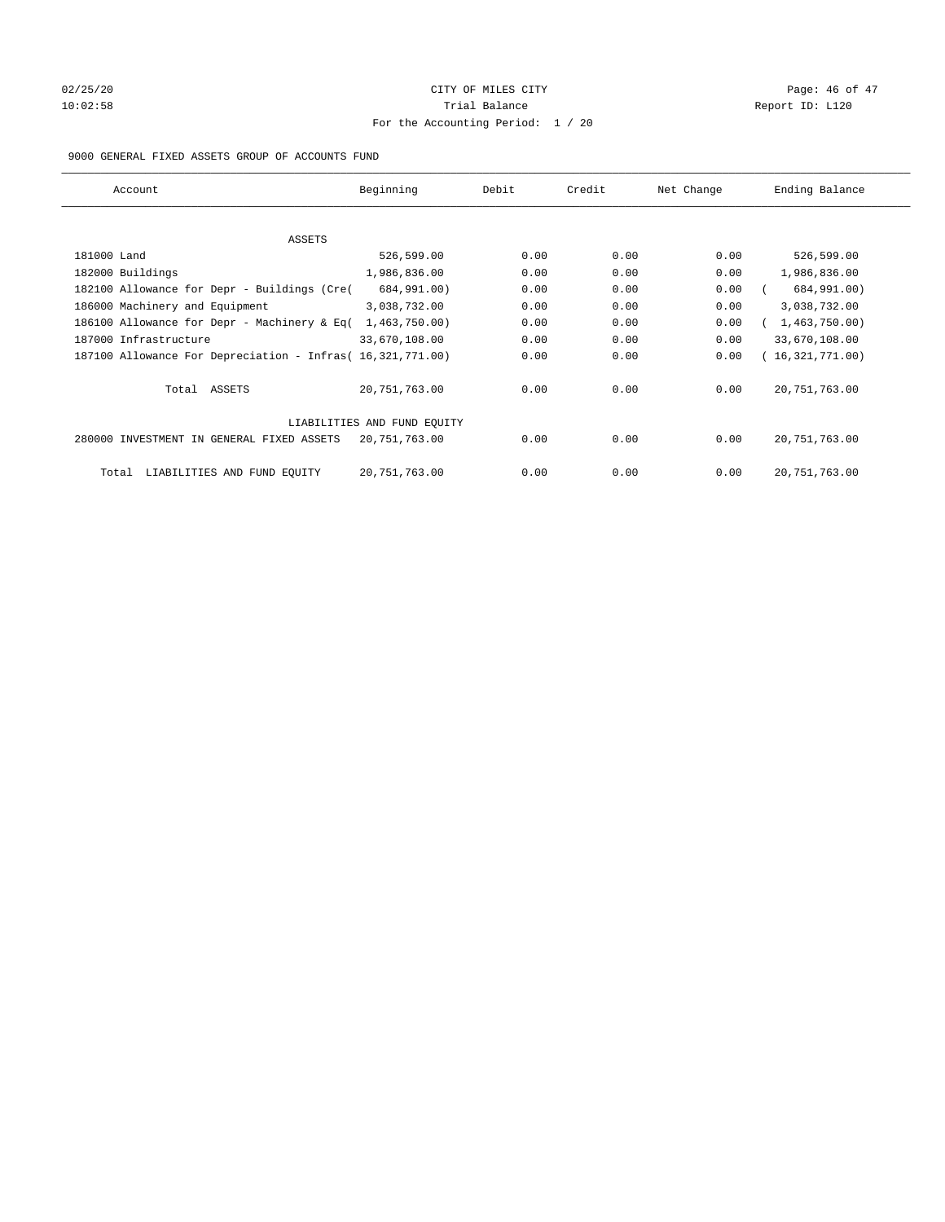CITY OF MILES CITY

Trial Balance

For the Accounting Period: 1 / 20

02/25/20 10:02:58 Report ID: L120

9000 GENERAL FIXED ASSETS GROUP OF ACCOUNTS FUND

| Account | Beginning | Debit | Credit | Net Change | Ending Balance |
|---|---|---|---|---|---|
| ASSETS | | | | | |
| 181000 Land | 526,599.00 | 0.00 | 0.00 | 0.00 | 526,599.00 |
| 182000 Buildings | 1,986,836.00 | 0.00 | 0.00 | 0.00 | 1,986,836.00 |
| 182100 Allowance for Depr - Buildings (Cre( | 684,991.00) | 0.00 | 0.00 | 0.00 | ( 684,991.00) |
| 186000 Machinery and Equipment | 3,038,732.00 | 0.00 | 0.00 | 0.00 | 3,038,732.00 |
| 186100 Allowance for Depr - Machinery & Eq( | 1,463,750.00) | 0.00 | 0.00 | 0.00 | ( 1,463,750.00) |
| 187000 Infrastructure | 33,670,108.00 | 0.00 | 0.00 | 0.00 | 33,670,108.00 |
| 187100 Allowance For Depreciation - Infras( | 16,321,771.00) | 0.00 | 0.00 | 0.00 | ( 16,321,771.00) |
| Total ASSETS | 20,751,763.00 | 0.00 | 0.00 | 0.00 | 20,751,763.00 |
| LIABILITIES AND FUND EQUITY | | | | | |
| 280000 INVESTMENT IN GENERAL FIXED ASSETS | 20,751,763.00 | 0.00 | 0.00 | 0.00 | 20,751,763.00 |
| Total LIABILITIES AND FUND EQUITY | 20,751,763.00 | 0.00 | 0.00 | 0.00 | 20,751,763.00 |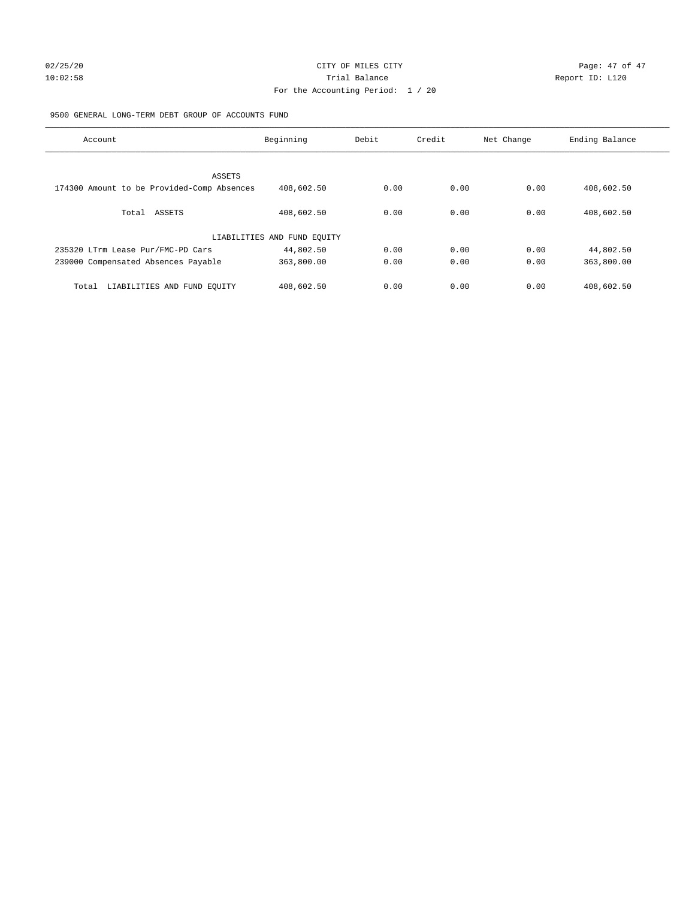CITY OF MILES CITY

Trial Balance

For the Accounting Period: 1 / 20

02/25/20 10:02:58

Report ID: L120

9500 GENERAL LONG-TERM DEBT GROUP OF ACCOUNTS FUND

| Account | Beginning | Debit | Credit | Net Change | Ending Balance |
|---|---|---|---|---|---|
| ASSETS | | | | | |
| 174300 Amount to be Provided-Comp Absences | 408,602.50 | 0.00 | 0.00 | 0.00 | 408,602.50 |
| Total ASSETS | 408,602.50 | 0.00 | 0.00 | 0.00 | 408,602.50 |
| LIABILITIES AND FUND EQUITY | | | | | |
| 235320 LTrm Lease Pur/FMC-PD Cars | 44,802.50 | 0.00 | 0.00 | 0.00 | 44,802.50 |
| 239000 Compensated Absences Payable | 363,800.00 | 0.00 | 0.00 | 0.00 | 363,800.00 |
| Total LIABILITIES AND FUND EQUITY | 408,602.50 | 0.00 | 0.00 | 0.00 | 408,602.50 |